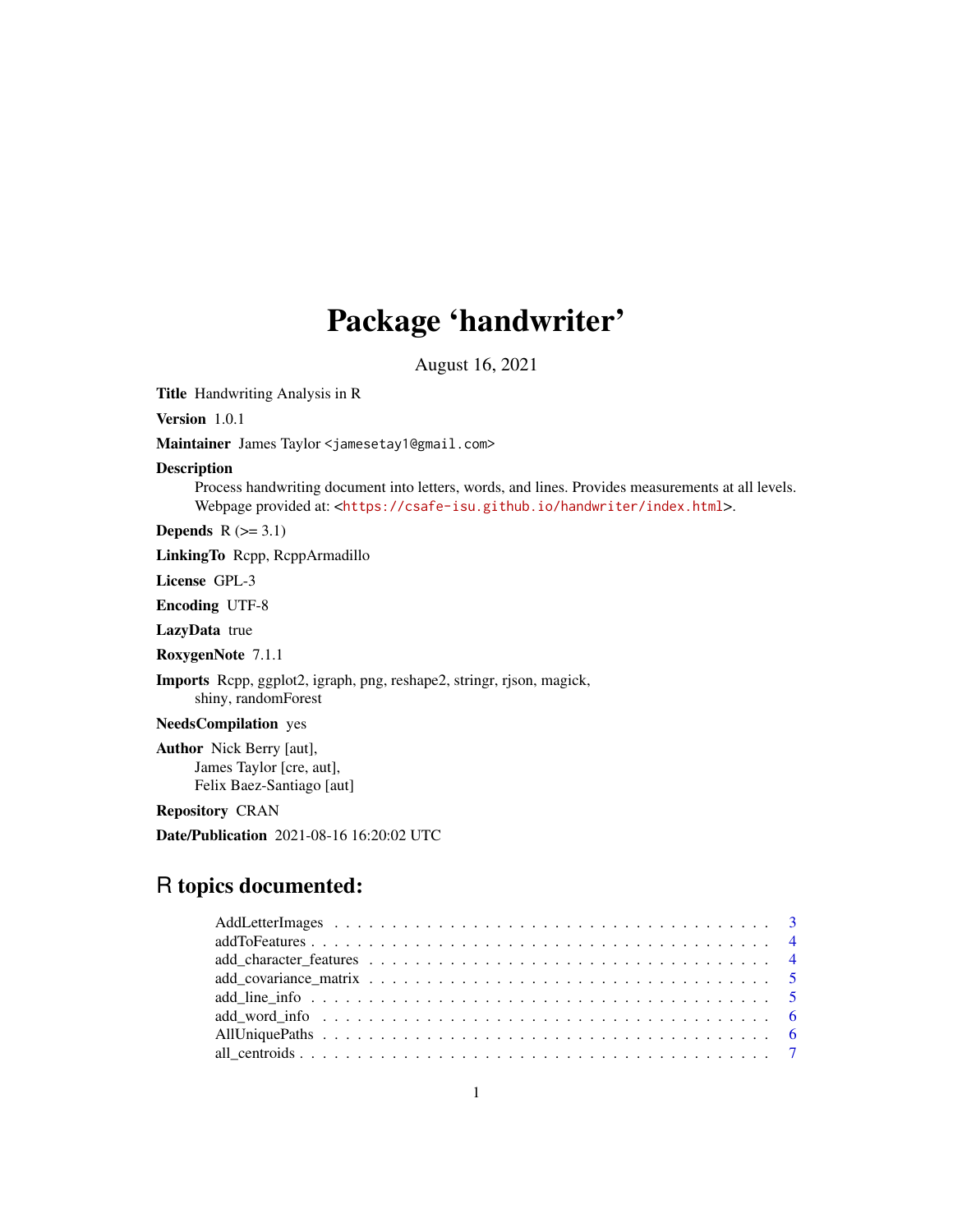# Package 'handwriter'

August 16, 2021

**Title** Handwriting Analysis in R

**Version** 1.0.1

**Maintainer** James Taylor <jamesetay1@gmail.com>

**Description** Process handwriting document into letters, words, and lines. Provides measurements at all levels. Webpage provided at: <https://csafe-isu.github.io/handwriter/index.html>.

**Depends** R (>= 3.1)

**LinkingTo** Rcpp, RcppArmadillo

**License** GPL-3

**Encoding** UTF-8

**LazyData** true

**RoxygenNote** 7.1.1

**Imports** Rcpp, ggplot2, igraph, png, reshape2, stringr, rjson, magick, shiny, randomForest

**NeedsCompilation** yes

**Author** Nick Berry [aut], James Taylor [cre, aut], Felix Baez-Santiago [aut]

**Repository** CRAN

**Date/Publication** 2021-08-16 16:20:02 UTC

## R topics documented:

- AddLetterImages . . . . . . . . . . . . . . . . . . . . . . . . . . . . . . . . . . . . . . 3
- addToFeatures . . . . . . . . . . . . . . . . . . . . . . . . . . . . . . . . . . . . . . . . 4
- add_character_features . . . . . . . . . . . . . . . . . . . . . . . . . . . . . . . . . . . 4
- add_covariance_matrix . . . . . . . . . . . . . . . . . . . . . . . . . . . . . . . . . . . 5
- add_line_info . . . . . . . . . . . . . . . . . . . . . . . . . . . . . . . . . . . . . . . . 5
- add_word_info . . . . . . . . . . . . . . . . . . . . . . . . . . . . . . . . . . . . . . . 6
- AllUniquePaths . . . . . . . . . . . . . . . . . . . . . . . . . . . . . . . . . . . . . . . 6
- all_centroids . . . . . . . . . . . . . . . . . . . . . . . . . . . . . . . . . . . . . . . . 7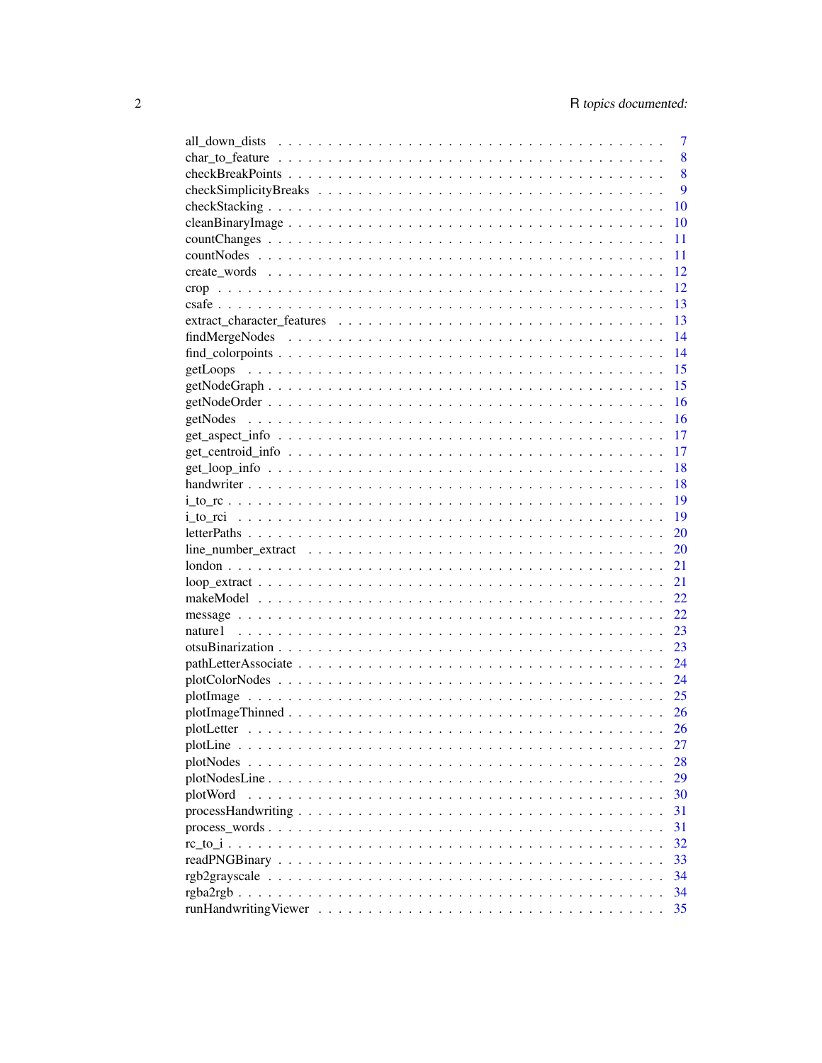all_down_dists . . . . . . . . . . . . . . . . . . . . . . . . . . . . . . . . . . . 7
char_to_feature . . . . . . . . . . . . . . . . . . . . . . . . . . . . . . . . . . . 8
checkBreakPoints . . . . . . . . . . . . . . . . . . . . . . . . . . . . . . . . . . 8
checkSimplicityBreaks . . . . . . . . . . . . . . . . . . . . . . . . . . . . . . . . 9
checkStacking . . . . . . . . . . . . . . . . . . . . . . . . . . . . . . . . . . . . 10
cleanBinaryImage . . . . . . . . . . . . . . . . . . . . . . . . . . . . . . . . . . 10
countChanges . . . . . . . . . . . . . . . . . . . . . . . . . . . . . . . . . . . . 11
countNodes . . . . . . . . . . . . . . . . . . . . . . . . . . . . . . . . . . . . . 11
create_words . . . . . . . . . . . . . . . . . . . . . . . . . . . . . . . . . . . . 12
crop . . . . . . . . . . . . . . . . . . . . . . . . . . . . . . . . . . . . . . . . 12
csafe . . . . . . . . . . . . . . . . . . . . . . . . . . . . . . . . . . . . . . . . 13
extract_character_features . . . . . . . . . . . . . . . . . . . . . . . . . . . . . 13
findMergeNodes . . . . . . . . . . . . . . . . . . . . . . . . . . . . . . . . . . . 14
find_colorpoints . . . . . . . . . . . . . . . . . . . . . . . . . . . . . . . . . . 14
getLoops . . . . . . . . . . . . . . . . . . . . . . . . . . . . . . . . . . . . . . 15
getNodeGraph . . . . . . . . . . . . . . . . . . . . . . . . . . . . . . . . . . . . 15
getNodeOrder . . . . . . . . . . . . . . . . . . . . . . . . . . . . . . . . . . . . 16
getNodes . . . . . . . . . . . . . . . . . . . . . . . . . . . . . . . . . . . . . . 16
get_aspect_info . . . . . . . . . . . . . . . . . . . . . . . . . . . . . . . . . . . 17
get_centroid_info . . . . . . . . . . . . . . . . . . . . . . . . . . . . . . . . . . 17
get_loop_info . . . . . . . . . . . . . . . . . . . . . . . . . . . . . . . . . . . . 18
handwriter . . . . . . . . . . . . . . . . . . . . . . . . . . . . . . . . . . . . . 18
i_to_rc . . . . . . . . . . . . . . . . . . . . . . . . . . . . . . . . . . . . . . . 19
i_to_rci . . . . . . . . . . . . . . . . . . . . . . . . . . . . . . . . . . . . . . 19
letterPaths . . . . . . . . . . . . . . . . . . . . . . . . . . . . . . . . . . . . . 20
line_number_extract . . . . . . . . . . . . . . . . . . . . . . . . . . . . . . . . 20
london . . . . . . . . . . . . . . . . . . . . . . . . . . . . . . . . . . . . . . . 21
loop_extract . . . . . . . . . . . . . . . . . . . . . . . . . . . . . . . . . . . . 21
makeModel . . . . . . . . . . . . . . . . . . . . . . . . . . . . . . . . . . . . . 22
message . . . . . . . . . . . . . . . . . . . . . . . . . . . . . . . . . . . . . . 22
nature1 . . . . . . . . . . . . . . . . . . . . . . . . . . . . . . . . . . . . . . 23
otsuBinarization . . . . . . . . . . . . . . . . . . . . . . . . . . . . . . . . . . 23
pathLetterAssociate . . . . . . . . . . . . . . . . . . . . . . . . . . . . . . . . 24
plotColorNodes . . . . . . . . . . . . . . . . . . . . . . . . . . . . . . . . . . . 24
plotImage . . . . . . . . . . . . . . . . . . . . . . . . . . . . . . . . . . . . . . 25
plotImageThinned . . . . . . . . . . . . . . . . . . . . . . . . . . . . . . . . . . 26
plotLetter . . . . . . . . . . . . . . . . . . . . . . . . . . . . . . . . . . . . . 26
plotLine . . . . . . . . . . . . . . . . . . . . . . . . . . . . . . . . . . . . . . 27
plotNodes . . . . . . . . . . . . . . . . . . . . . . . . . . . . . . . . . . . . . 28
plotNodesLine . . . . . . . . . . . . . . . . . . . . . . . . . . . . . . . . . . . 29
plotWord . . . . . . . . . . . . . . . . . . . . . . . . . . . . . . . . . . . . . . 30
processHandwriting . . . . . . . . . . . . . . . . . . . . . . . . . . . . . . . . . 31
process_words . . . . . . . . . . . . . . . . . . . . . . . . . . . . . . . . . . . 31
rc_to_i . . . . . . . . . . . . . . . . . . . . . . . . . . . . . . . . . . . . . . . 32
readPNGBinary . . . . . . . . . . . . . . . . . . . . . . . . . . . . . . . . . . . 33
rgb2grayscale . . . . . . . . . . . . . . . . . . . . . . . . . . . . . . . . . . . . 34
rgba2rgb . . . . . . . . . . . . . . . . . . . . . . . . . . . . . . . . . . . . . . 34
runHandwritingViewer . . . . . . . . . . . . . . . . . . . . . . . . . . . . . . . 35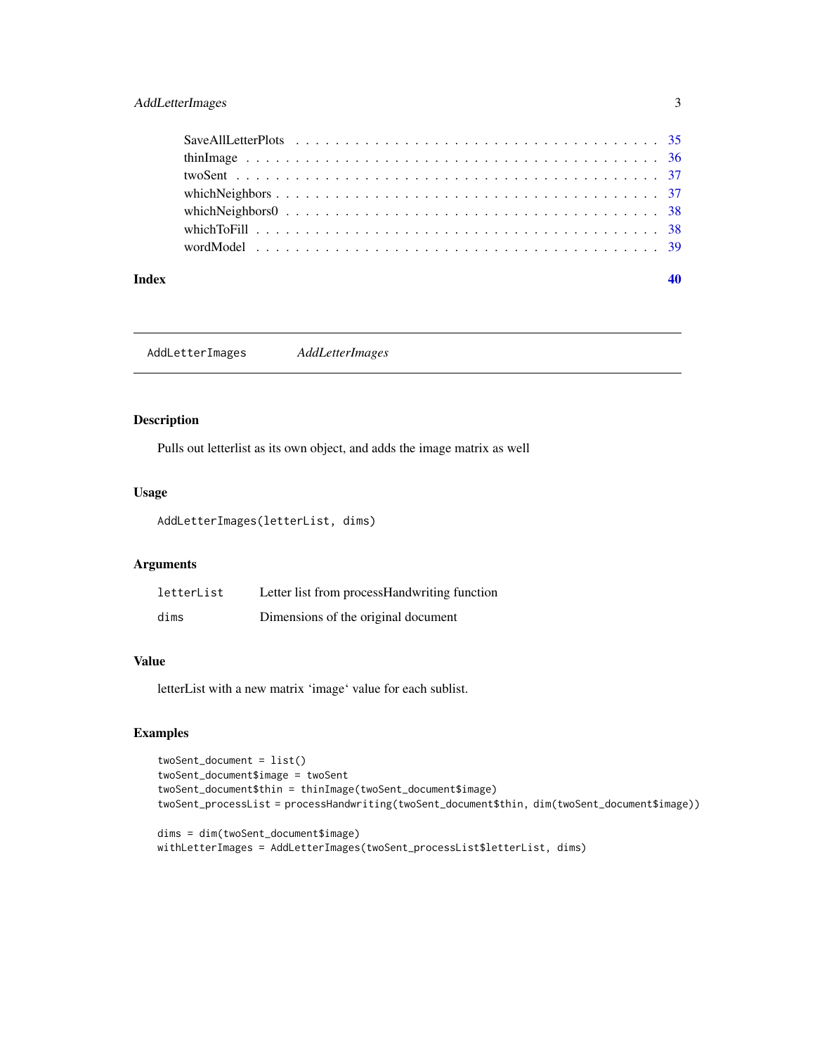| | |
|---|---|
| SaveAllLetterPlots | 35 |
| thinImage | 36 |
| twoSent | 37 |
| whichNeighbors | 37 |
| whichNeighbors0 | 38 |
| whichToFill | 38 |
| wordModel | 39 |

**Index** 40

---

## AddLetterImages *AddLetterImages*

---

### Description

Pulls out letterlist as its own object, and adds the image matrix as well

### Usage

```
AddLetterImages(letterList, dims)
```

### Arguments

| | |
|---|---|
| letterList | Letter list from processHandwriting function |
| dims | Dimensions of the original document |

### Value

letterList with a new matrix 'image' value for each sublist.

### Examples

```
twoSent_document = list()
twoSent_document$image = twoSent
twoSent_document$thin = thinImage(twoSent_document$image)
twoSent_processList = processHandwriting(twoSent_document$thin, dim(twoSent_document$image))

dims = dim(twoSent_document$image)
withLetterImages = AddLetterImages(twoSent_processList$letterList, dims)
```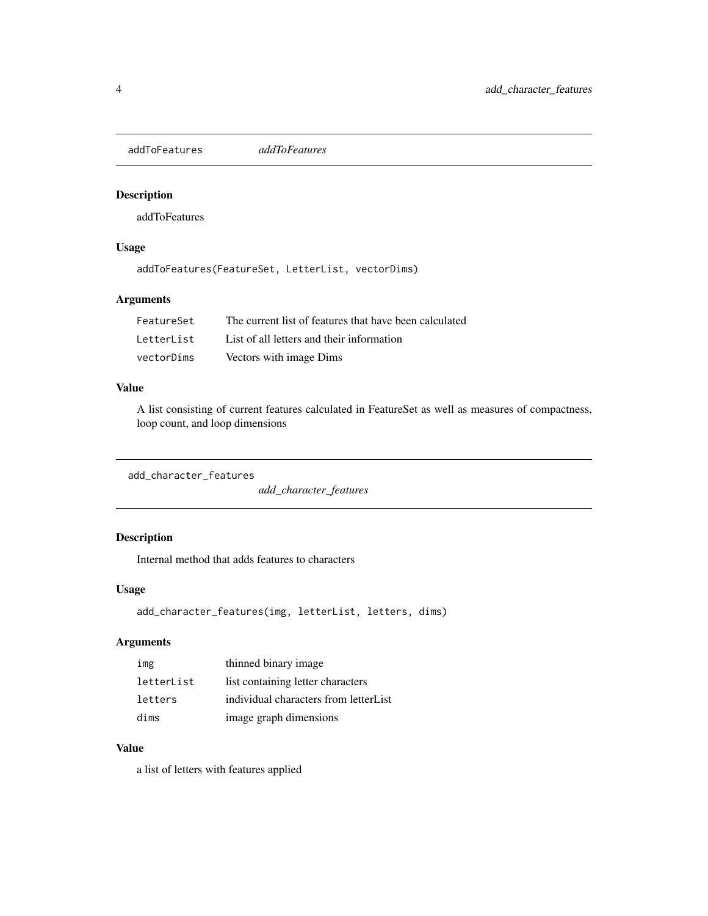## addToFeatures *addToFeatures*

### Description

addToFeatures

### Usage

```
addToFeatures(FeatureSet, LetterList, vectorDims)
```

### Arguments

| | |
|---|---|
| FeatureSet | The current list of features that have been calculated |
| LetterList | List of all letters and their information |
| vectorDims | Vectors with image Dims |

### Value

A list consisting of current features calculated in FeatureSet as well as measures of compactness, loop count, and loop dimensions

## add_character_features *add_character_features*

### Description

Internal method that adds features to characters

### Usage

```
add_character_features(img, letterList, letters, dims)
```

### Arguments

| | |
|---|---|
| img | thinned binary image |
| letterList | list containing letter characters |
| letters | individual characters from letterList |
| dims | image graph dimensions |

### Value

a list of letters with features applied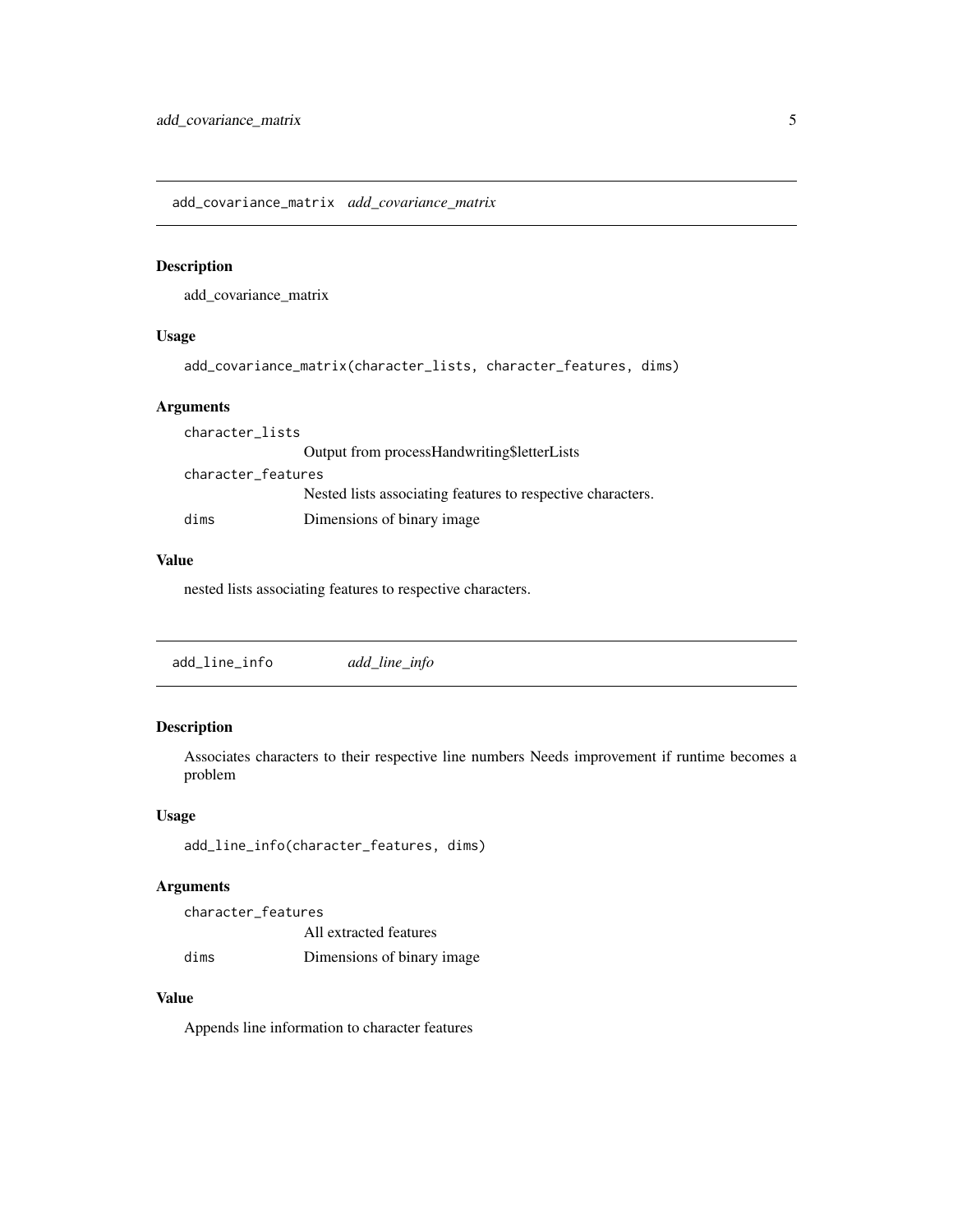## add_covariance_matrix *add_covariance_matrix*

### Description

add_covariance_matrix

### Usage

```
add_covariance_matrix(character_lists, character_features, dims)
```

### Arguments

| | |
|---|---|
| `character_lists` | Output from processHandwriting$letterLists |
| `character_features` | Nested lists associating features to respective characters. |
| `dims` | Dimensions of binary image |

### Value

nested lists associating features to respective characters.

## add_line_info *add_line_info*

### Description

Associates characters to their respective line numbers Needs improvement if runtime becomes a problem

### Usage

```
add_line_info(character_features, dims)
```

### Arguments

| | |
|---|---|
| `character_features` | All extracted features |
| `dims` | Dimensions of binary image |

### Value

Appends line information to character features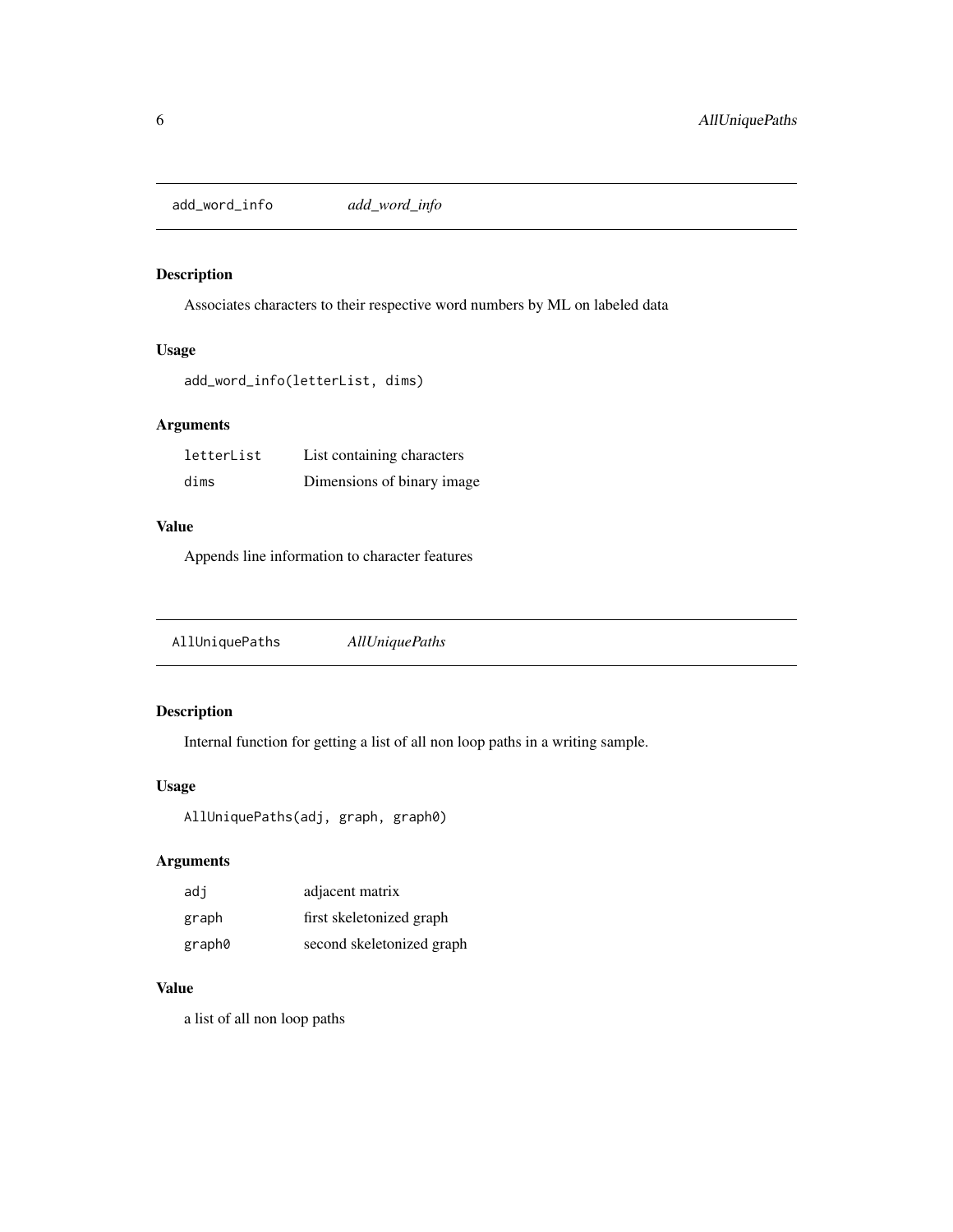## add_word_info *add_word_info*

### Description

Associates characters to their respective word numbers by ML on labeled data

### Usage

```
add_word_info(letterList, dims)
```

### Arguments

| | |
|---|---|
| letterList | List containing characters |
| dims | Dimensions of binary image |

### Value

Appends line information to character features

## AllUniquePaths *AllUniquePaths*

### Description

Internal function for getting a list of all non loop paths in a writing sample.

### Usage

```
AllUniquePaths(adj, graph, graph0)
```

### Arguments

| | |
|---|---|
| adj | adjacent matrix |
| graph | first skeletonized graph |
| graph0 | second skeletonized graph |

### Value

a list of all non loop paths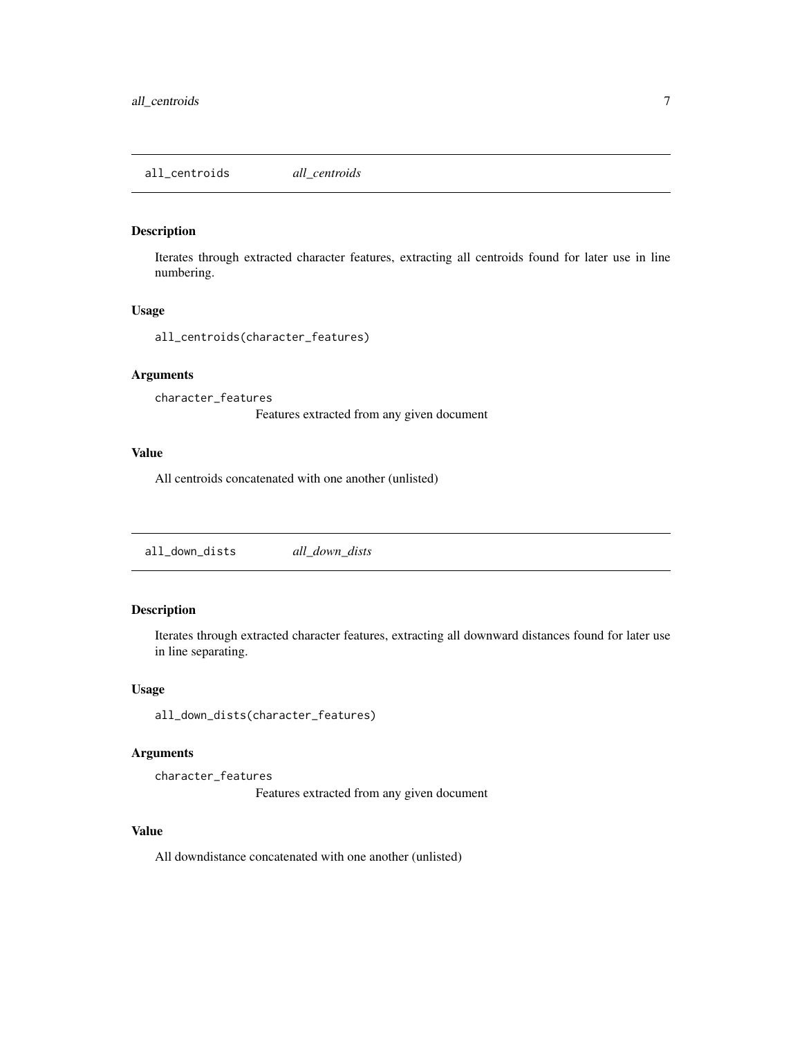## all_centroids *all_centroids*

### Description

Iterates through extracted character features, extracting all centroids found for later use in line numbering.

### Usage

```
all_centroids(character_features)
```

### Arguments

`character_features`
Features extracted from any given document

### Value

All centroids concatenated with one another (unlisted)

## all_down_dists *all_down_dists*

### Description

Iterates through extracted character features, extracting all downward distances found for later use in line separating.

### Usage

```
all_down_dists(character_features)
```

### Arguments

`character_features`
Features extracted from any given document

### Value

All downdistance concatenated with one another (unlisted)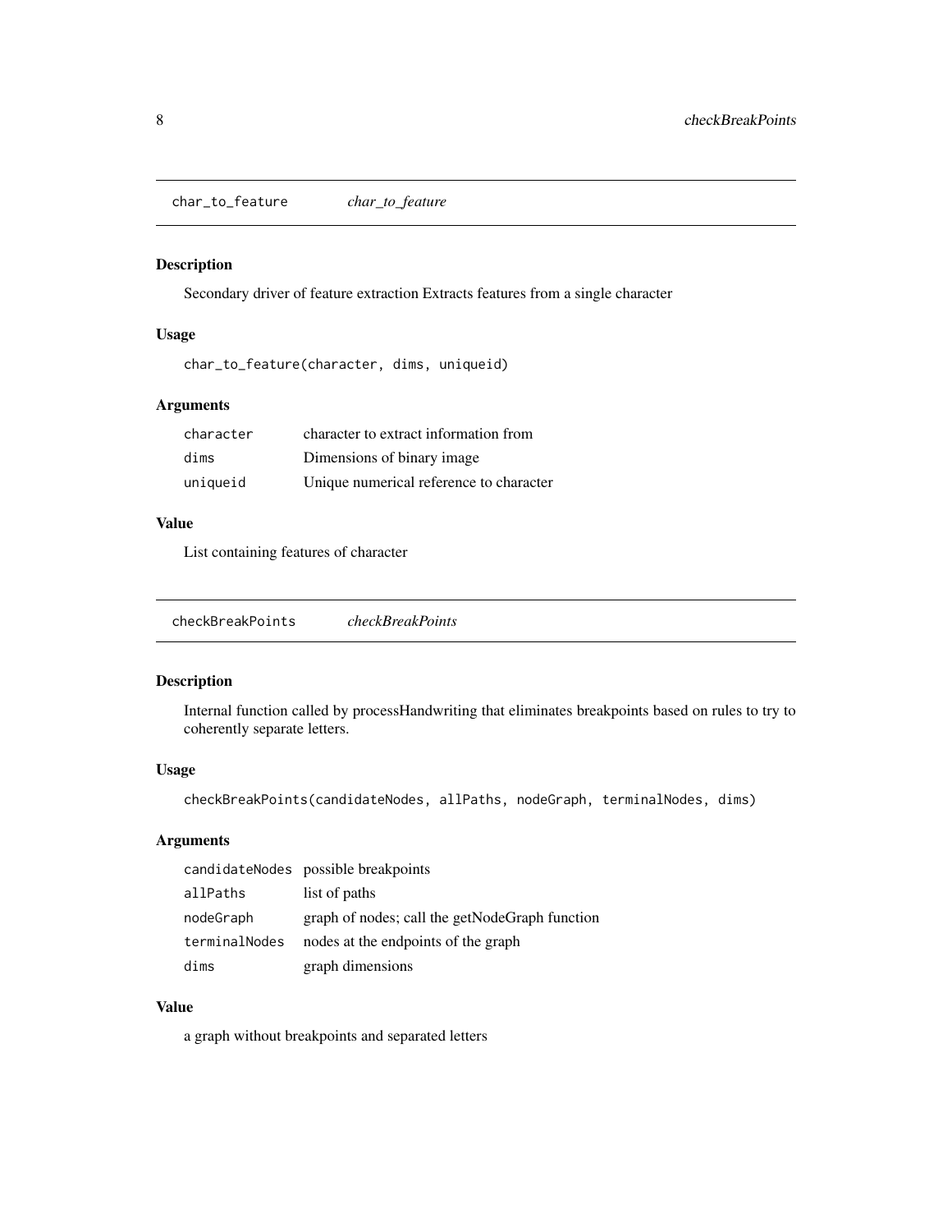## char_to_feature *char_to_feature*

### Description

Secondary driver of feature extraction Extracts features from a single character

### Usage

```
char_to_feature(character, dims, uniqueid)
```

### Arguments

| | |
|---|---|
| `character` | character to extract information from |
| `dims` | Dimensions of binary image |
| `uniqueid` | Unique numerical reference to character |

### Value

List containing features of character

## checkBreakPoints *checkBreakPoints*

### Description

Internal function called by processHandwriting that eliminates breakpoints based on rules to try to coherently separate letters.

### Usage

```
checkBreakPoints(candidateNodes, allPaths, nodeGraph, terminalNodes, dims)
```

### Arguments

| | |
|---|---|
| `candidateNodes` | possible breakpoints |
| `allPaths` | list of paths |
| `nodeGraph` | graph of nodes; call the getNodeGraph function |
| `terminalNodes` | nodes at the endpoints of the graph |
| `dims` | graph dimensions |

### Value

a graph without breakpoints and separated letters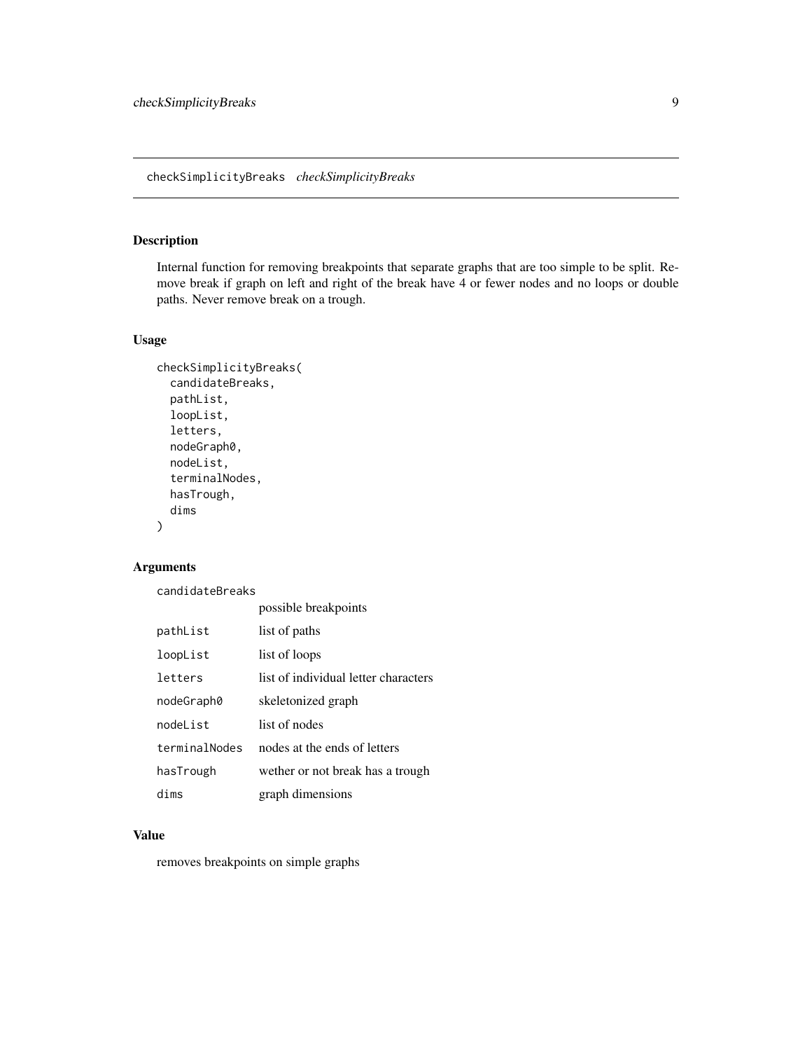## checkSimplicityBreaks *checkSimplicityBreaks*

### Description

Internal function for removing breakpoints that separate graphs that are too simple to be split. Remove break if graph on left and right of the break have 4 or fewer nodes and no loops or double paths. Never remove break on a trough.

### Usage

```
checkSimplicityBreaks(
  candidateBreaks,
  pathList,
  loopList,
  letters,
  nodeGraph0,
  nodeList,
  terminalNodes,
  hasTrough,
  dims
)
```

### Arguments

| | |
|---|---|
| candidateBreaks | possible breakpoints |
| pathList | list of paths |
| loopList | list of loops |
| letters | list of individual letter characters |
| nodeGraph0 | skeletonized graph |
| nodeList | list of nodes |
| terminalNodes | nodes at the ends of letters |
| hasTrough | wether or not break has a trough |
| dims | graph dimensions |

### Value

removes breakpoints on simple graphs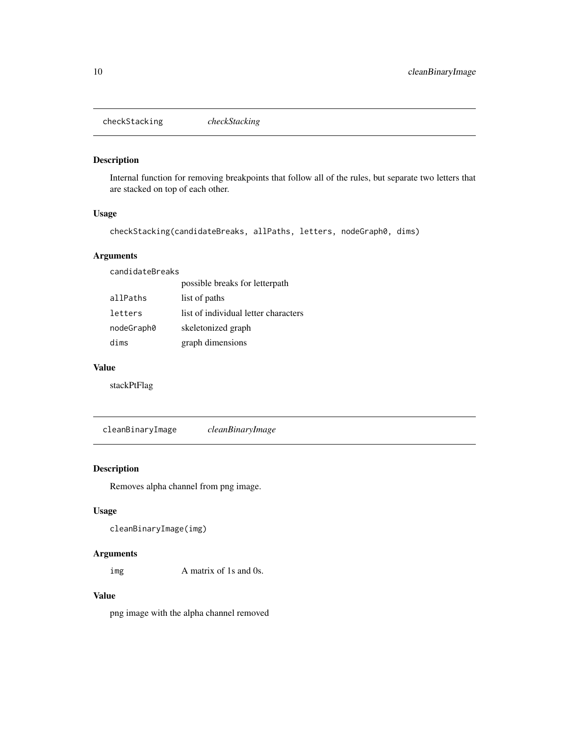## checkStacking *checkStacking*

### Description

Internal function for removing breakpoints that follow all of the rules, but separate two letters that are stacked on top of each other.

### Usage

```
checkStacking(candidateBreaks, allPaths, letters, nodeGraph0, dims)
```

### Arguments

| | |
|---|---|
| `candidateBreaks` | possible breaks for letterpath |
| `allPaths` | list of paths |
| `letters` | list of individual letter characters |
| `nodeGraph0` | skeletonized graph |
| `dims` | graph dimensions |

### Value

stackPtFlag

## cleanBinaryImage *cleanBinaryImage*

### Description

Removes alpha channel from png image.

### Usage

```
cleanBinaryImage(img)
```

### Arguments

| | |
|---|---|
| `img` | A matrix of 1s and 0s. |

### Value

png image with the alpha channel removed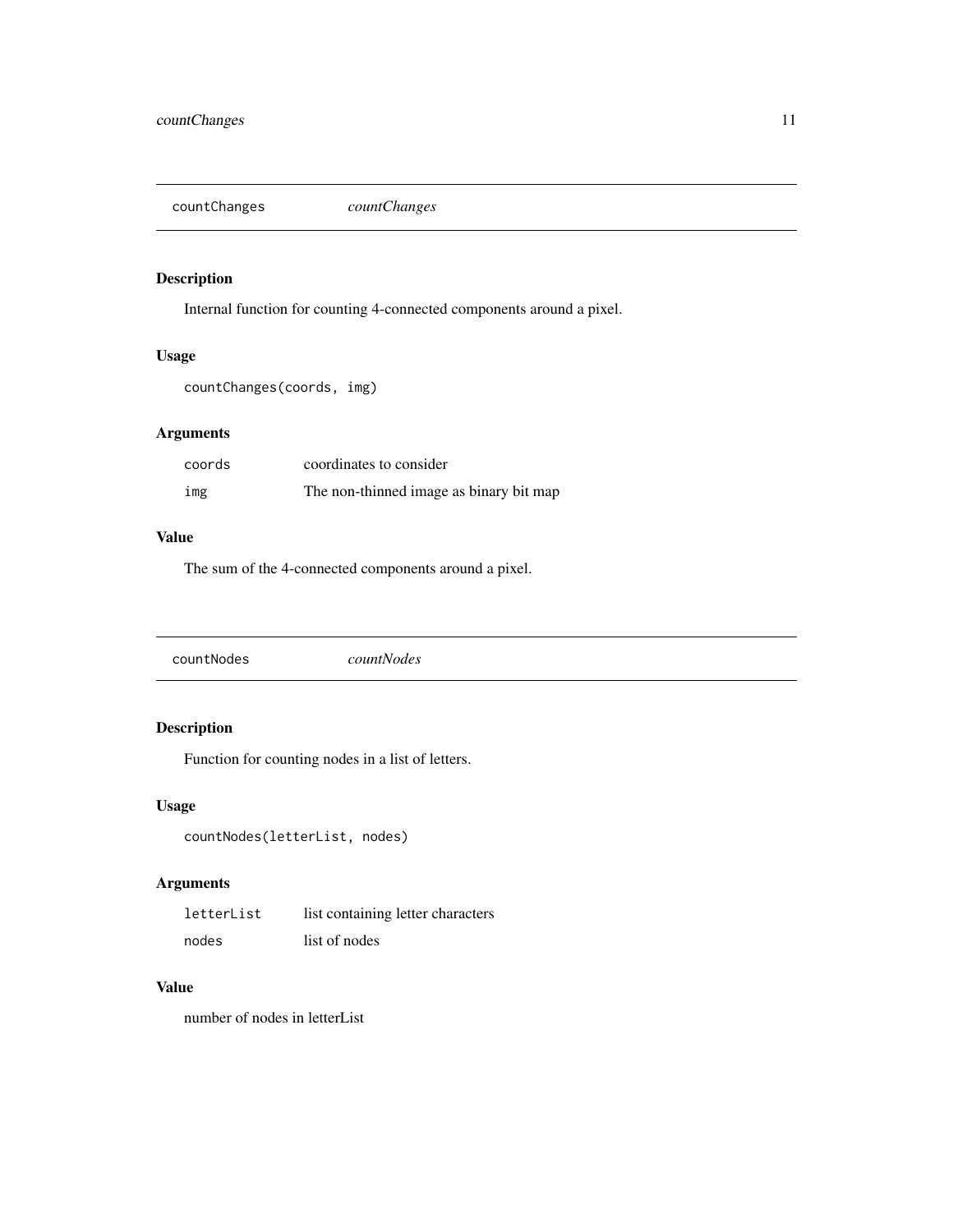## countChanges *countChanges*

### Description

Internal function for counting 4-connected components around a pixel.

### Usage

```
countChanges(coords, img)
```

### Arguments

| | |
|---|---|
| coords | coordinates to consider |
| img | The non-thinned image as binary bit map |

### Value

The sum of the 4-connected components around a pixel.

## countNodes *countNodes*

### Description

Function for counting nodes in a list of letters.

### Usage

```
countNodes(letterList, nodes)
```

### Arguments

| | |
|---|---|
| letterList | list containing letter characters |
| nodes | list of nodes |

### Value

number of nodes in letterList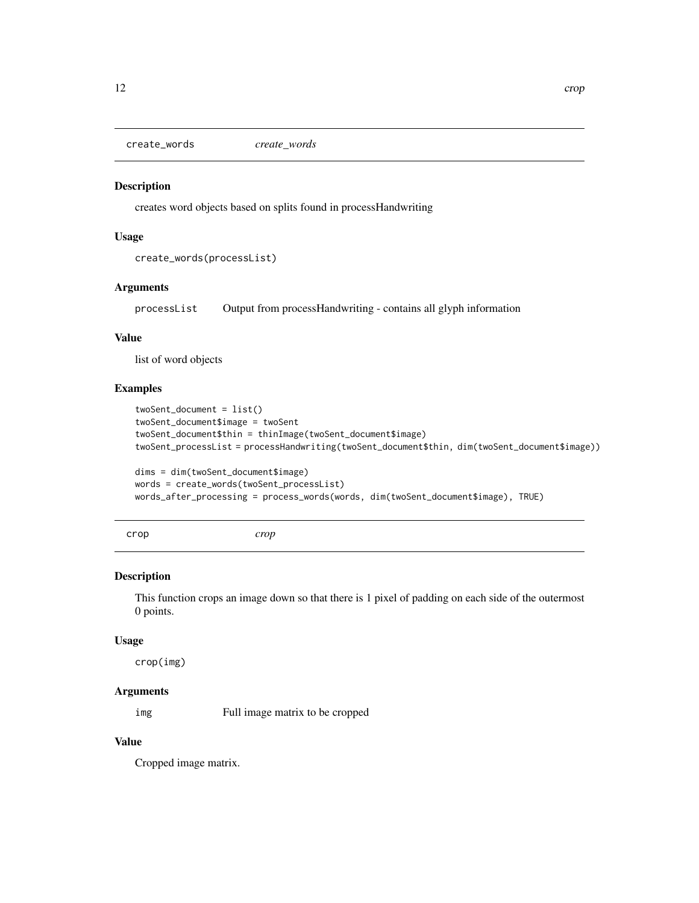## create_words *create_words*

### Description

creates word objects based on splits found in processHandwriting

### Usage

```
create_words(processList)
```

### Arguments

| | |
|---|---|
| processList | Output from processHandwriting - contains all glyph information |

### Value

list of word objects

### Examples

```
twoSent_document = list()
twoSent_document$image = twoSent
twoSent_document$thin = thinImage(twoSent_document$image)
twoSent_processList = processHandwriting(twoSent_document$thin, dim(twoSent_document$image))

dims = dim(twoSent_document$image)
words = create_words(twoSent_processList)
words_after_processing = process_words(words, dim(twoSent_document$image), TRUE)
```

## crop *crop*

### Description

This function crops an image down so that there is 1 pixel of padding on each side of the outermost 0 points.

### Usage

```
crop(img)
```

### Arguments

| | |
|---|---|
| img | Full image matrix to be cropped |

### Value

Cropped image matrix.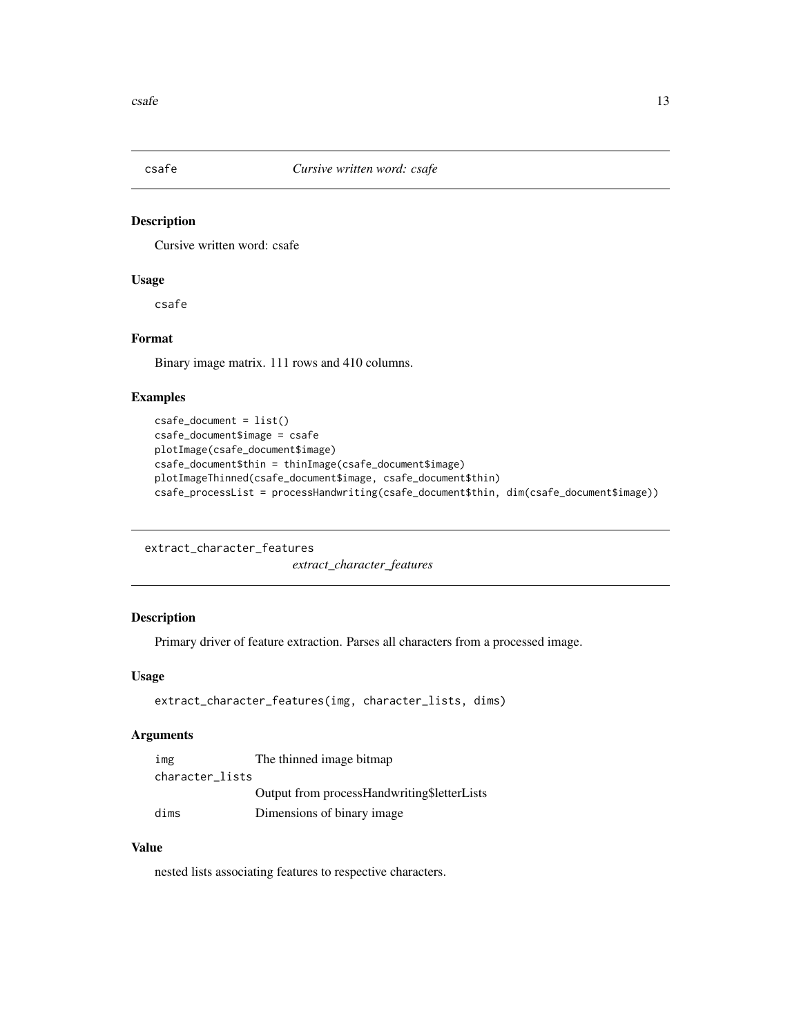## csafe *Cursive written word: csafe*

### Description

Cursive written word: csafe

### Usage

```
csafe
```

### Format

Binary image matrix. 111 rows and 410 columns.

### Examples

```
csafe_document = list()
csafe_document$image = csafe
plotImage(csafe_document$image)
csafe_document$thin = thinImage(csafe_document$image)
plotImageThinned(csafe_document$image, csafe_document$thin)
csafe_processList = processHandwriting(csafe_document$thin, dim(csafe_document$image))
```

## extract_character_features *extract_character_features*

### Description

Primary driver of feature extraction. Parses all characters from a processed image.

### Usage

```
extract_character_features(img, character_lists, dims)
```

### Arguments

| | |
|---|---|
| img | The thinned image bitmap |
| character_lists | Output from processHandwriting$letterLists |
| dims | Dimensions of binary image |

### Value

nested lists associating features to respective characters.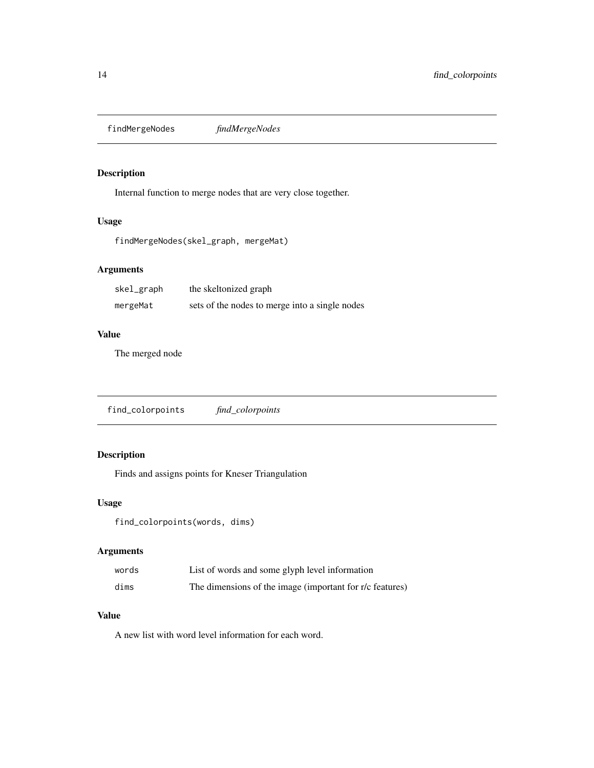## findMergeNodes *findMergeNodes*

### Description

Internal function to merge nodes that are very close together.

### Usage

```
findMergeNodes(skel_graph, mergeMat)
```

### Arguments

| | |
|---|---|
| skel_graph | the skeltonized graph |
| mergeMat | sets of the nodes to merge into a single nodes |

### Value

The merged node

## find_colorpoints *find_colorpoints*

### Description

Finds and assigns points for Kneser Triangulation

### Usage

```
find_colorpoints(words, dims)
```

### Arguments

| | |
|---|---|
| words | List of words and some glyph level information |
| dims | The dimensions of the image (important for r/c features) |

### Value

A new list with word level information for each word.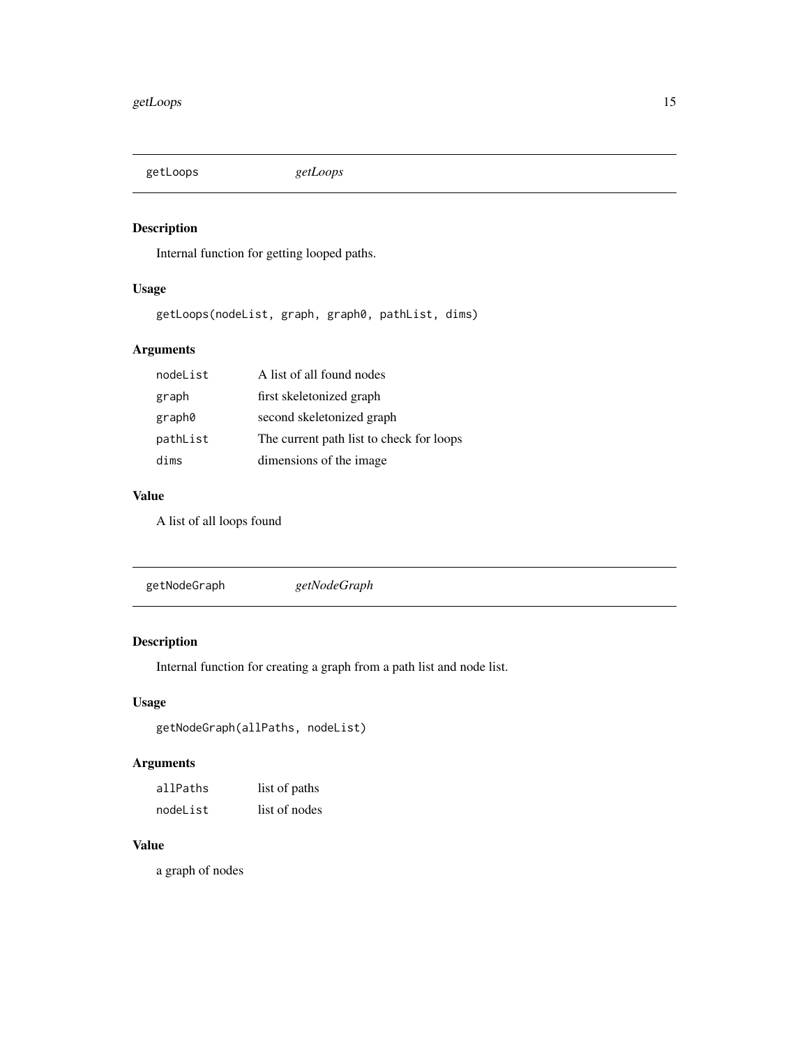## getLoops *getLoops*

### Description

Internal function for getting looped paths.

### Usage

```
getLoops(nodeList, graph, graph0, pathList, dims)
```

### Arguments

| | |
|---|---|
| `nodeList` | A list of all found nodes |
| `graph` | first skeletonized graph |
| `graph0` | second skeletonized graph |
| `pathList` | The current path list to check for loops |
| `dims` | dimensions of the image |

### Value

A list of all loops found

## getNodeGraph *getNodeGraph*

### Description

Internal function for creating a graph from a path list and node list.

### Usage

```
getNodeGraph(allPaths, nodeList)
```

### Arguments

| | |
|---|---|
| `allPaths` | list of paths |
| `nodeList` | list of nodes |

### Value

a graph of nodes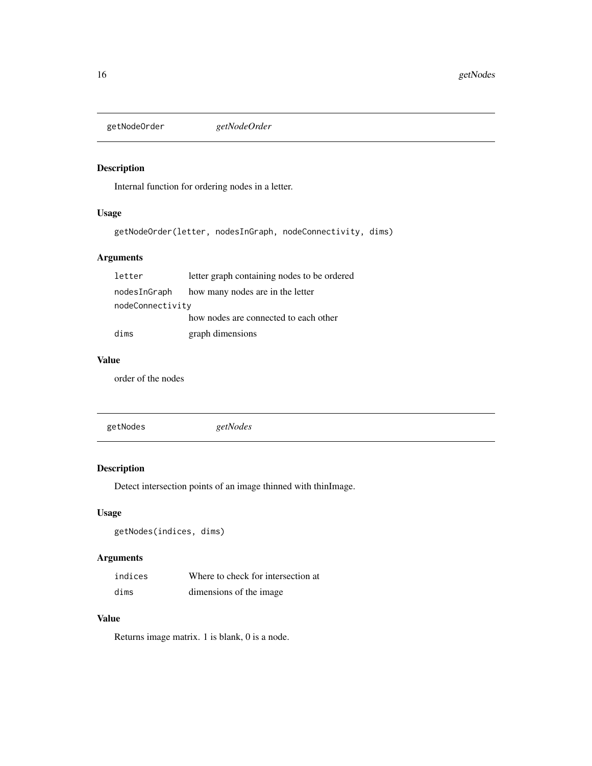## getNodeOrder *getNodeOrder*

### Description

Internal function for ordering nodes in a letter.

### Usage

```
getNodeOrder(letter, nodesInGraph, nodeConnectivity, dims)
```

### Arguments

| | |
|---|---|
| `letter` | letter graph containing nodes to be ordered |
| `nodesInGraph` | how many nodes are in the letter |
| `nodeConnectivity` | how nodes are connected to each other |
| `dims` | graph dimensions |

### Value

order of the nodes

## getNodes *getNodes*

### Description

Detect intersection points of an image thinned with thinImage.

### Usage

```
getNodes(indices, dims)
```

### Arguments

| | |
|---|---|
| `indices` | Where to check for intersection at |
| `dims` | dimensions of the image |

### Value

Returns image matrix. 1 is blank, 0 is a node.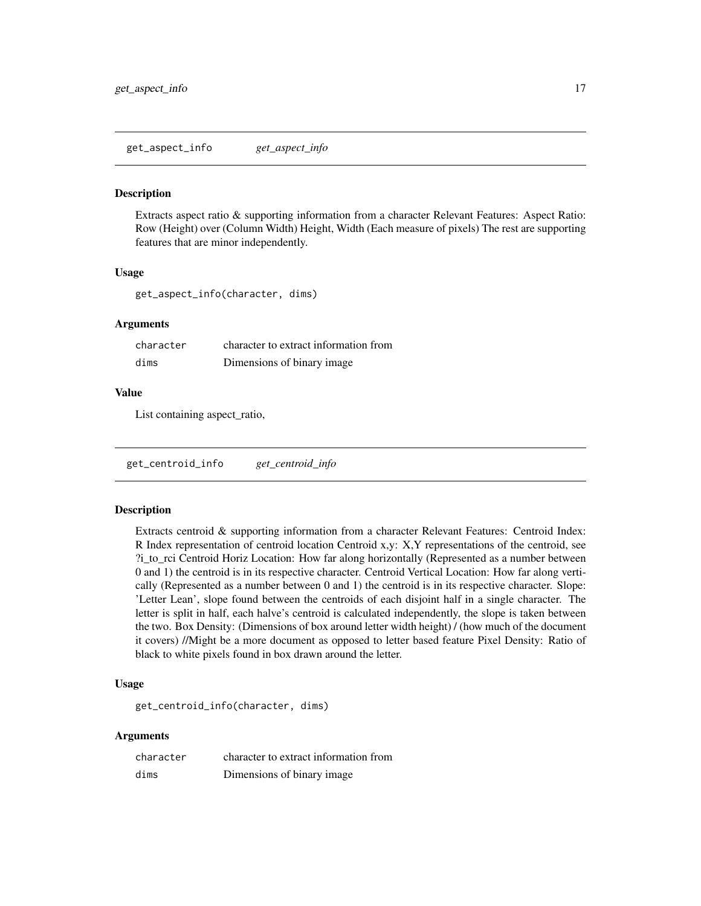## get_aspect_info — *get_aspect_info*

### Description

Extracts aspect ratio & supporting information from a character Relevant Features: Aspect Ratio: Row (Height) over (Column Width) Height, Width (Each measure of pixels) The rest are supporting features that are minor independently.

### Usage

```
get_aspect_info(character, dims)
```

### Arguments

| | |
|---|---|
| character | character to extract information from |
| dims | Dimensions of binary image |

### Value

List containing aspect_ratio,

## get_centroid_info — *get_centroid_info*

### Description

Extracts centroid & supporting information from a character Relevant Features: Centroid Index: R Index representation of centroid location Centroid x,y: X,Y representations of the centroid, see ?i_to_rci Centroid Horiz Location: How far along horizontally (Represented as a number between 0 and 1) the centroid is in its respective character. Centroid Vertical Location: How far along vertically (Represented as a number between 0 and 1) the centroid is in its respective character. Slope: 'Letter Lean', slope found between the centroids of each disjoint half in a single character. The letter is split in half, each halve's centroid is calculated independently, the slope is taken between the two. Box Density: (Dimensions of box around letter width height) / (how much of the document it covers) //Might be a more document as opposed to letter based feature Pixel Density: Ratio of black to white pixels found in box drawn around the letter.

### Usage

```
get_centroid_info(character, dims)
```

### Arguments

| | |
|---|---|
| character | character to extract information from |
| dims | Dimensions of binary image |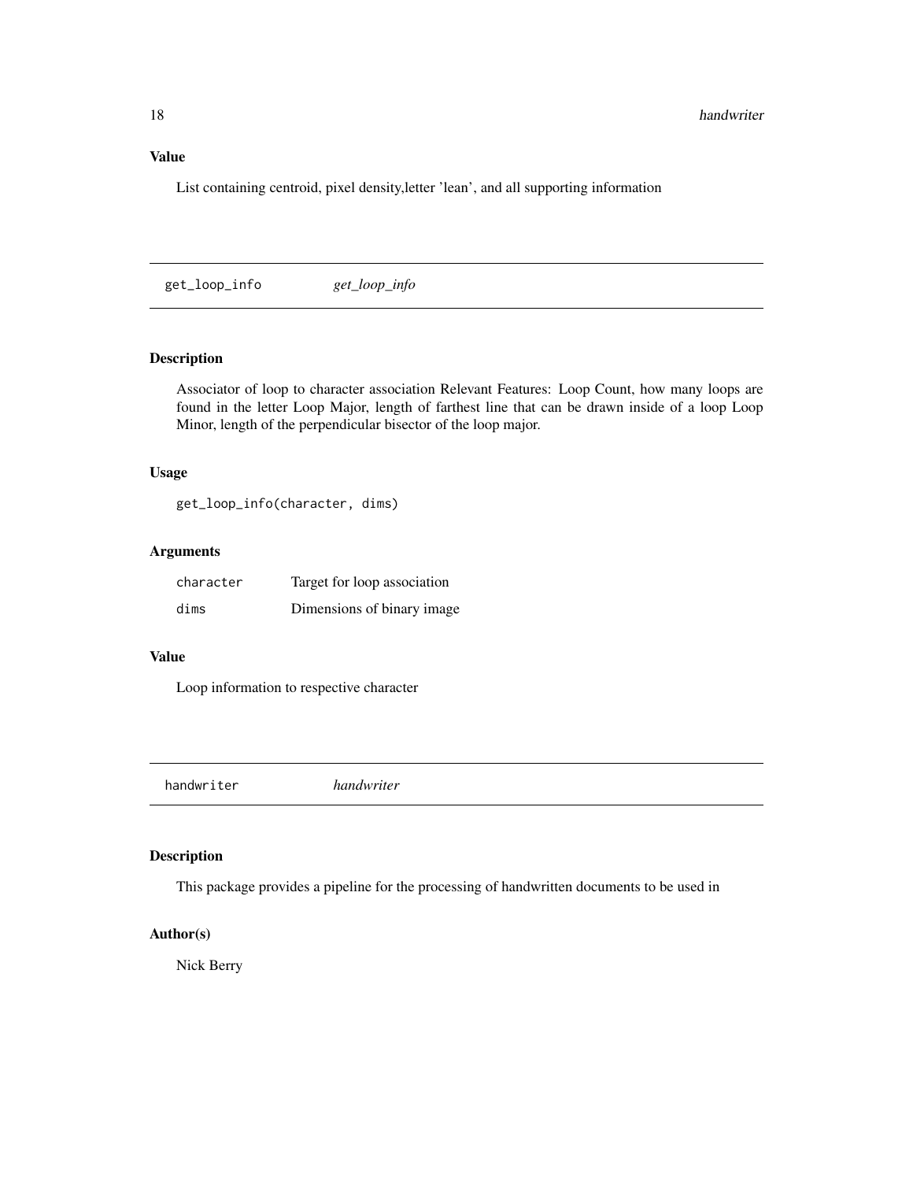### Value

List containing centroid, pixel density,letter 'lean', and all supporting information

---

## get_loop_info &nbsp;&nbsp;&nbsp;&nbsp; *get_loop_info*

---

### Description

Associator of loop to character association Relevant Features: Loop Count, how many loops are found in the letter Loop Major, length of farthest line that can be drawn inside of a loop Loop Minor, length of the perpendicular bisector of the loop major.

### Usage

```
get_loop_info(character, dims)
```

### Arguments

| | |
|---|---|
| `character` | Target for loop association |
| `dims` | Dimensions of binary image |

### Value

Loop information to respective character

---

## handwriter &nbsp;&nbsp;&nbsp;&nbsp; *handwriter*

---

### Description

This package provides a pipeline for the processing of handwritten documents to be used in

### Author(s)

Nick Berry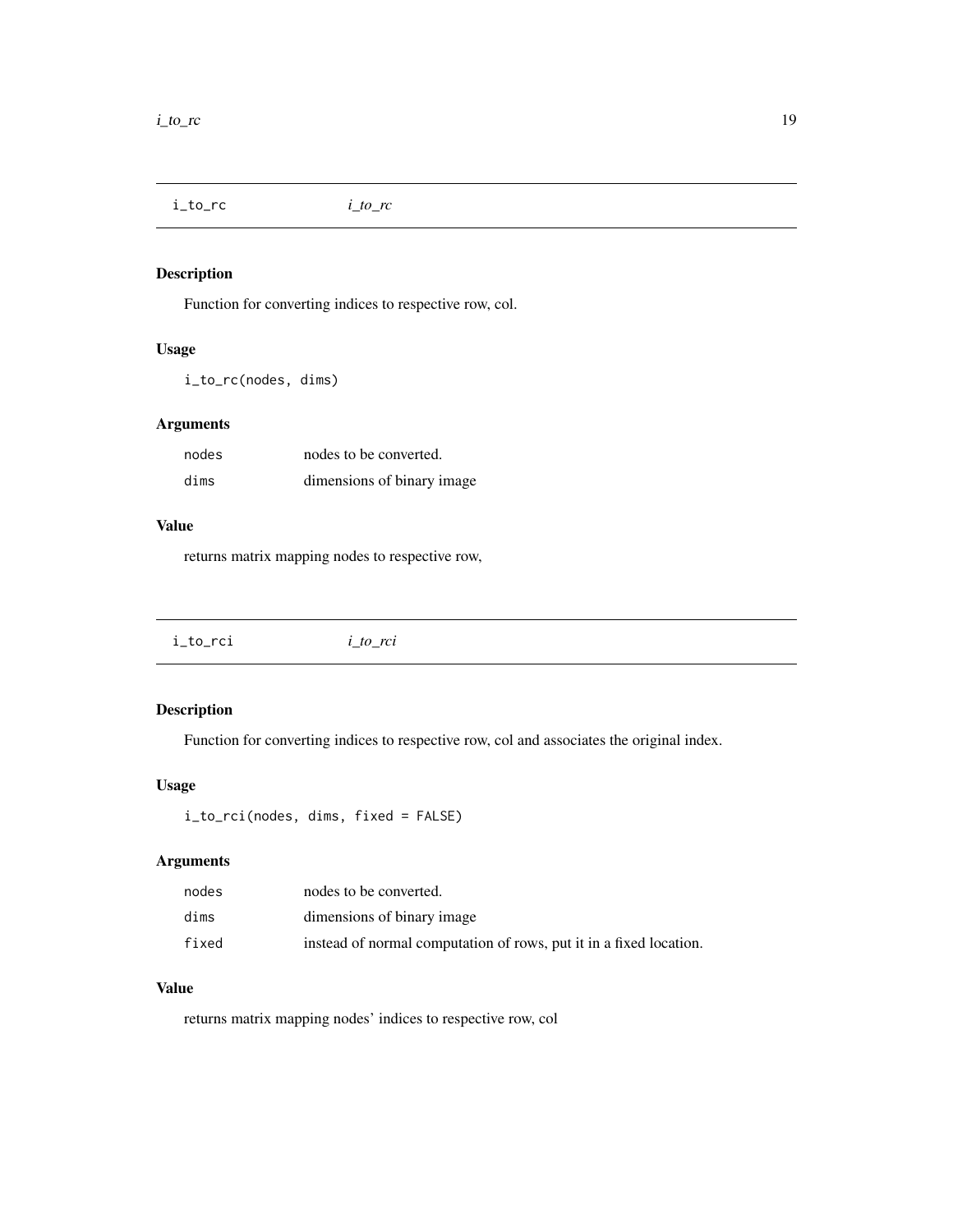## i_to_rc *i_to_rc*

### Description

Function for converting indices to respective row, col.

### Usage

```
i_to_rc(nodes, dims)
```

### Arguments

| | |
|---|---|
| nodes | nodes to be converted. |
| dims | dimensions of binary image |

### Value

returns matrix mapping nodes to respective row,

## i_to_rci *i_to_rci*

### Description

Function for converting indices to respective row, col and associates the original index.

### Usage

```
i_to_rci(nodes, dims, fixed = FALSE)
```

### Arguments

| | |
|---|---|
| nodes | nodes to be converted. |
| dims | dimensions of binary image |
| fixed | instead of normal computation of rows, put it in a fixed location. |

### Value

returns matrix mapping nodes' indices to respective row, col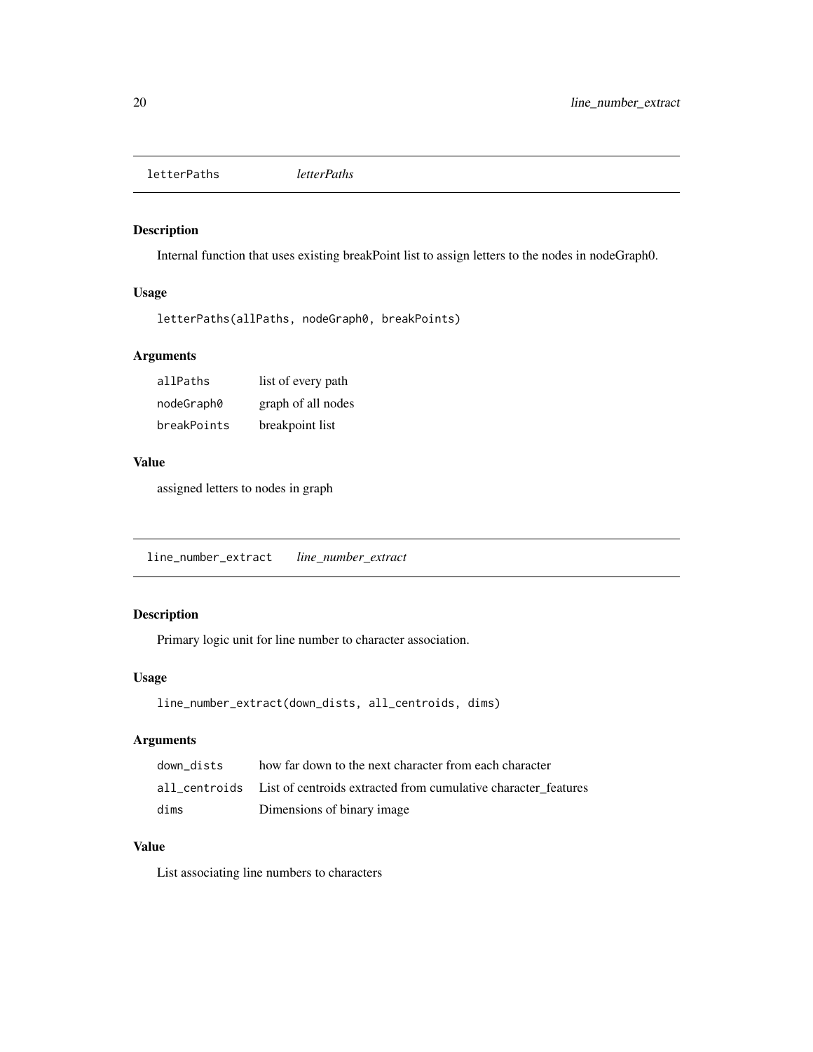## letterPaths *letterPaths*

### Description

Internal function that uses existing breakPoint list to assign letters to the nodes in nodeGraph0.

### Usage

```
letterPaths(allPaths, nodeGraph0, breakPoints)
```

### Arguments

| | |
|---|---|
| allPaths | list of every path |
| nodeGraph0 | graph of all nodes |
| breakPoints | breakpoint list |

### Value

assigned letters to nodes in graph

## line_number_extract *line_number_extract*

### Description

Primary logic unit for line number to character association.

### Usage

```
line_number_extract(down_dists, all_centroids, dims)
```

### Arguments

| | |
|---|---|
| down_dists | how far down to the next character from each character |
| all_centroids | List of centroids extracted from cumulative character_features |
| dims | Dimensions of binary image |

### Value

List associating line numbers to characters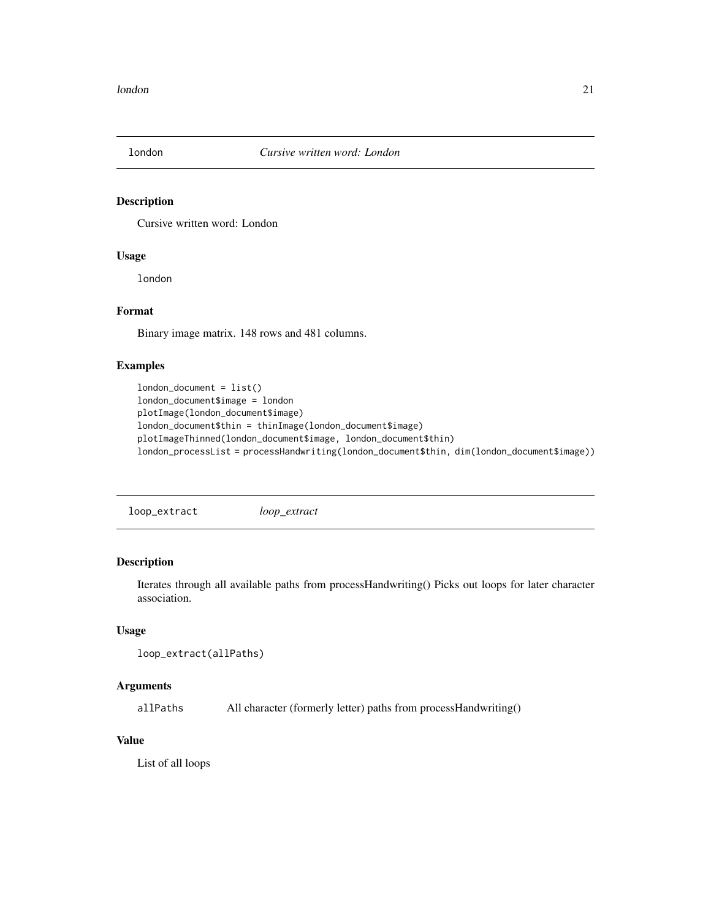## london *Cursive written word: London*

### Description

Cursive written word: London

### Usage

```
london
```

### Format

Binary image matrix. 148 rows and 481 columns.

### Examples

```
london_document = list()
london_document$image = london
plotImage(london_document$image)
london_document$thin = thinImage(london_document$image)
plotImageThinned(london_document$image, london_document$thin)
london_processList = processHandwriting(london_document$thin, dim(london_document$image))
```

## loop_extract *loop_extract*

### Description

Iterates through all available paths from processHandwriting() Picks out loops for later character association.

### Usage

```
loop_extract(allPaths)
```

### Arguments

| | |
|---|---|
| allPaths | All character (formerly letter) paths from processHandwriting() |

### Value

List of all loops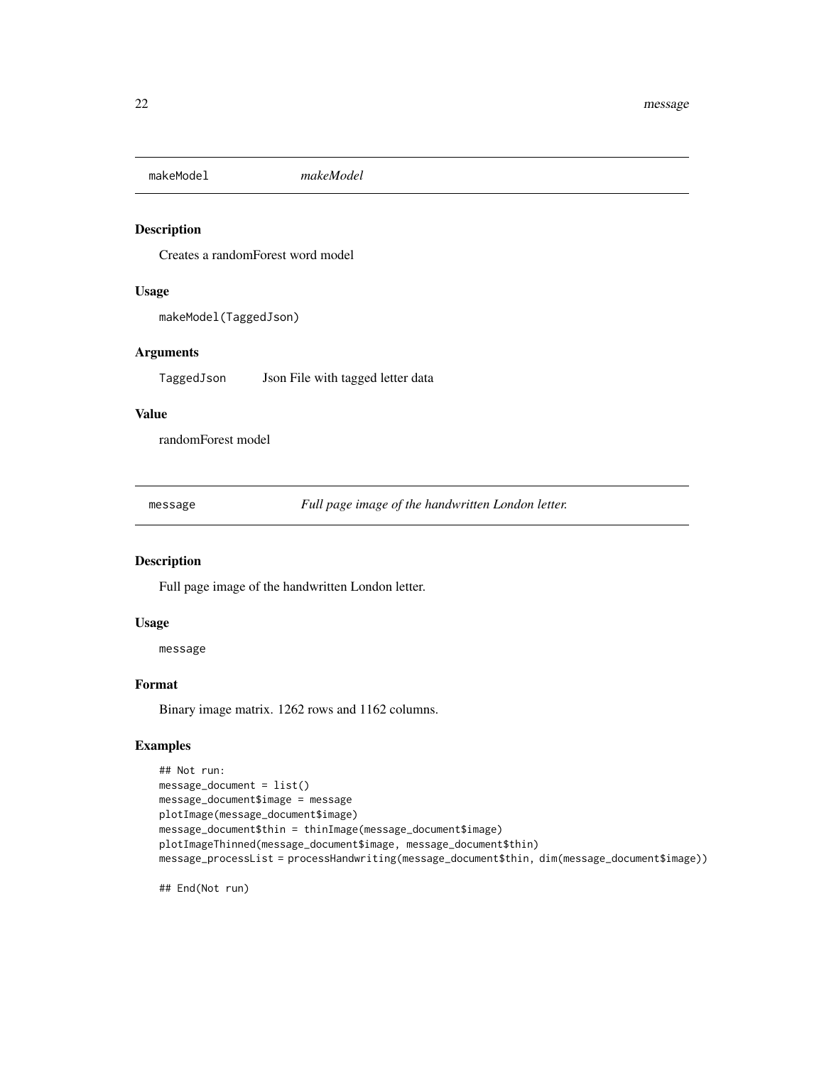## makeModel *makeModel*

### Description

Creates a randomForest word model

### Usage

```
makeModel(TaggedJson)
```

### Arguments

| | |
|---|---|
| TaggedJson | Json File with tagged letter data |

### Value

randomForest model

## message *Full page image of the handwritten London letter.*

### Description

Full page image of the handwritten London letter.

### Usage

```
message
```

### Format

Binary image matrix. 1262 rows and 1162 columns.

### Examples

```
## Not run:
message_document = list()
message_document$image = message
plotImage(message_document$image)
message_document$thin = thinImage(message_document$image)
plotImageThinned(message_document$image, message_document$thin)
message_processList = processHandwriting(message_document$thin, dim(message_document$image))

## End(Not run)
```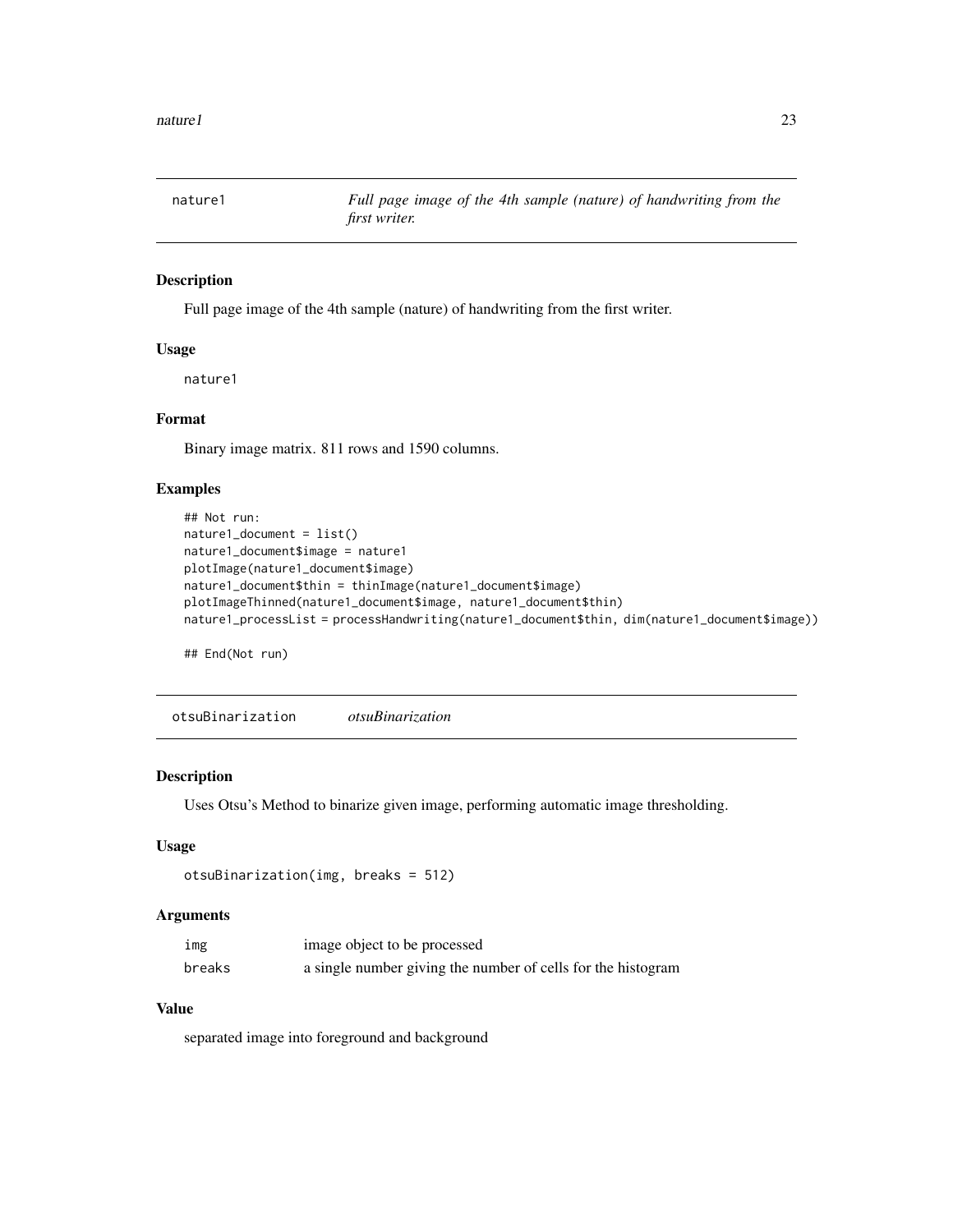## nature1 — *Full page image of the 4th sample (nature) of handwriting from the first writer.*

### Description

Full page image of the 4th sample (nature) of handwriting from the first writer.

### Usage

```
nature1
```

### Format

Binary image matrix. 811 rows and 1590 columns.

### Examples

```
## Not run:
nature1_document = list()
nature1_document$image = nature1
plotImage(nature1_document$image)
nature1_document$thin = thinImage(nature1_document$image)
plotImageThinned(nature1_document$image, nature1_document$thin)
nature1_processList = processHandwriting(nature1_document$thin, dim(nature1_document$image))

## End(Not run)
```

## otsuBinarization — *otsuBinarization*

### Description

Uses Otsu's Method to binarize given image, performing automatic image thresholding.

### Usage

```
otsuBinarization(img, breaks = 512)
```

### Arguments

| | |
|---|---|
| img | image object to be processed |
| breaks | a single number giving the number of cells for the histogram |

### Value

separated image into foreground and background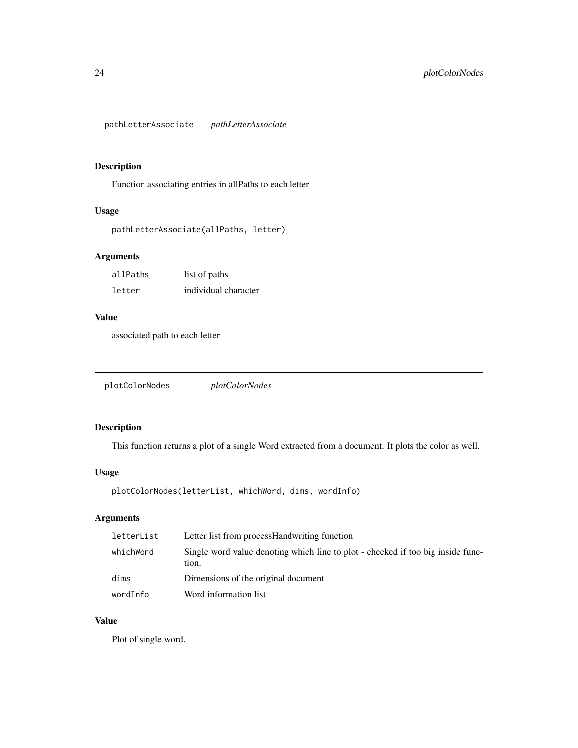## pathLetterAssociate *pathLetterAssociate*

### Description

Function associating entries in allPaths to each letter

### Usage

```
pathLetterAssociate(allPaths, letter)
```

### Arguments

| | |
|---|---|
| allPaths | list of paths |
| letter | individual character |

### Value

associated path to each letter

## plotColorNodes *plotColorNodes*

### Description

This function returns a plot of a single Word extracted from a document. It plots the color as well.

### Usage

```
plotColorNodes(letterList, whichWord, dims, wordInfo)
```

### Arguments

| | |
|---|---|
| letterList | Letter list from processHandwriting function |
| whichWord | Single word value denoting which line to plot - checked if too big inside function. |
| dims | Dimensions of the original document |
| wordInfo | Word information list |

### Value

Plot of single word.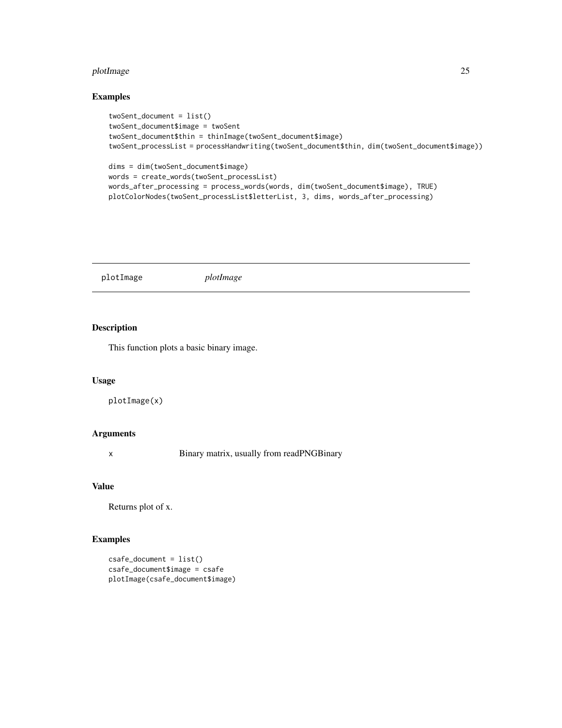### Examples

```
twoSent_document = list()
twoSent_document$image = twoSent
twoSent_document$thin = thinImage(twoSent_document$image)
twoSent_processList = processHandwriting(twoSent_document$thin, dim(twoSent_document$image))

dims = dim(twoSent_document$image)
words = create_words(twoSent_processList)
words_after_processing = process_words(words, dim(twoSent_document$image), TRUE)
plotColorNodes(twoSent_processList$letterList, 3, dims, words_after_processing)
```

---

## plotImage *plotImage*

---

### Description

This function plots a basic binary image.

### Usage

```
plotImage(x)
```

### Arguments

| | |
|---|---|
| x | Binary matrix, usually from readPNGBinary |

### Value

Returns plot of x.

### Examples

```
csafe_document = list()
csafe_document$image = csafe
plotImage(csafe_document$image)
```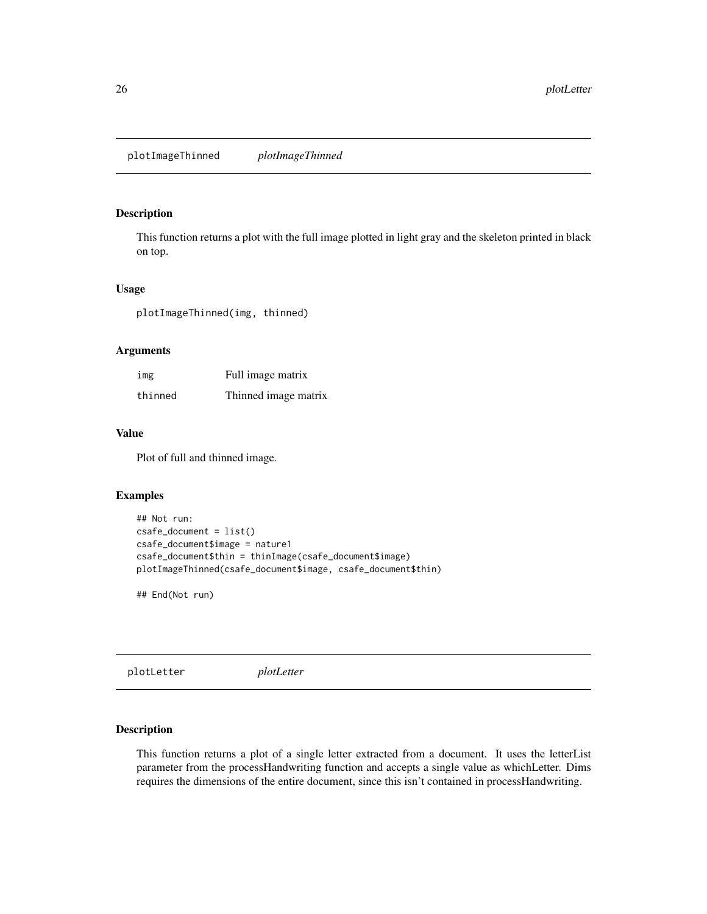## plotImageThinned *plotImageThinned*

### Description

This function returns a plot with the full image plotted in light gray and the skeleton printed in black on top.

### Usage

```
plotImageThinned(img, thinned)
```

### Arguments

| | |
|---|---|
| img | Full image matrix |
| thinned | Thinned image matrix |

### Value

Plot of full and thinned image.

### Examples

```
## Not run:
csafe_document = list()
csafe_document$image = nature1
csafe_document$thin = thinImage(csafe_document$image)
plotImageThinned(csafe_document$image, csafe_document$thin)

## End(Not run)
```

## plotLetter *plotLetter*

### Description

This function returns a plot of a single letter extracted from a document. It uses the letterList parameter from the processHandwriting function and accepts a single value as whichLetter. Dims requires the dimensions of the entire document, since this isn't contained in processHandwriting.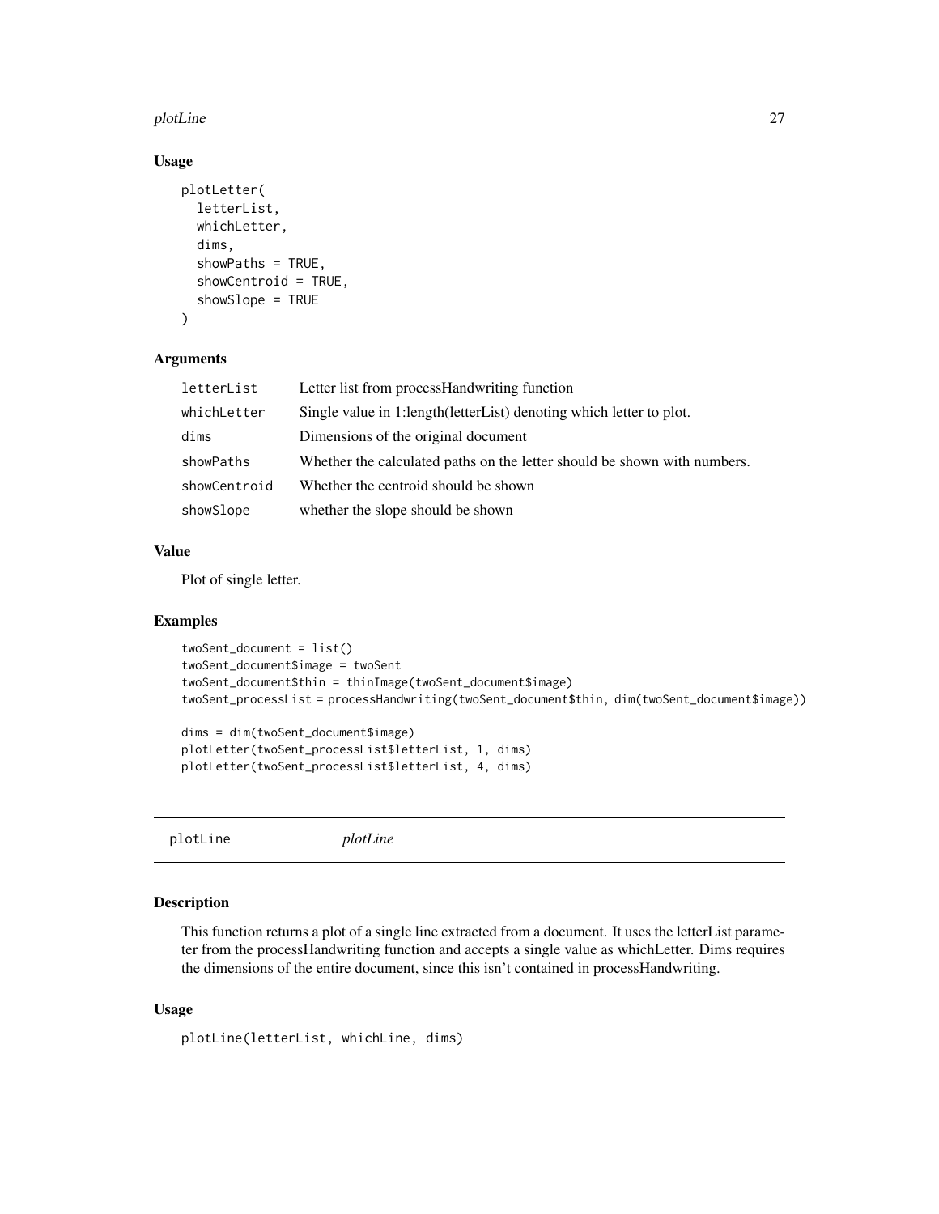### Usage

```
plotLetter(
  letterList,
  whichLetter,
  dims,
  showPaths = TRUE,
  showCentroid = TRUE,
  showSlope = TRUE
)
```

### Arguments

| | |
|---|---|
| letterList | Letter list from processHandwriting function |
| whichLetter | Single value in 1:length(letterList) denoting which letter to plot. |
| dims | Dimensions of the original document |
| showPaths | Whether the calculated paths on the letter should be shown with numbers. |
| showCentroid | Whether the centroid should be shown |
| showSlope | whether the slope should be shown |

### Value

Plot of single letter.

### Examples

```
twoSent_document = list()
twoSent_document$image = twoSent
twoSent_document$thin = thinImage(twoSent_document$image)
twoSent_processList = processHandwriting(twoSent_document$thin, dim(twoSent_document$image))

dims = dim(twoSent_document$image)
plotLetter(twoSent_processList$letterList, 1, dims)
plotLetter(twoSent_processList$letterList, 4, dims)
```

## plotLine *plotLine*

### Description

This function returns a plot of a single line extracted from a document. It uses the letterList parameter from the processHandwriting function and accepts a single value as whichLetter. Dims requires the dimensions of the entire document, since this isn't contained in processHandwriting.

### Usage

```
plotLine(letterList, whichLine, dims)
```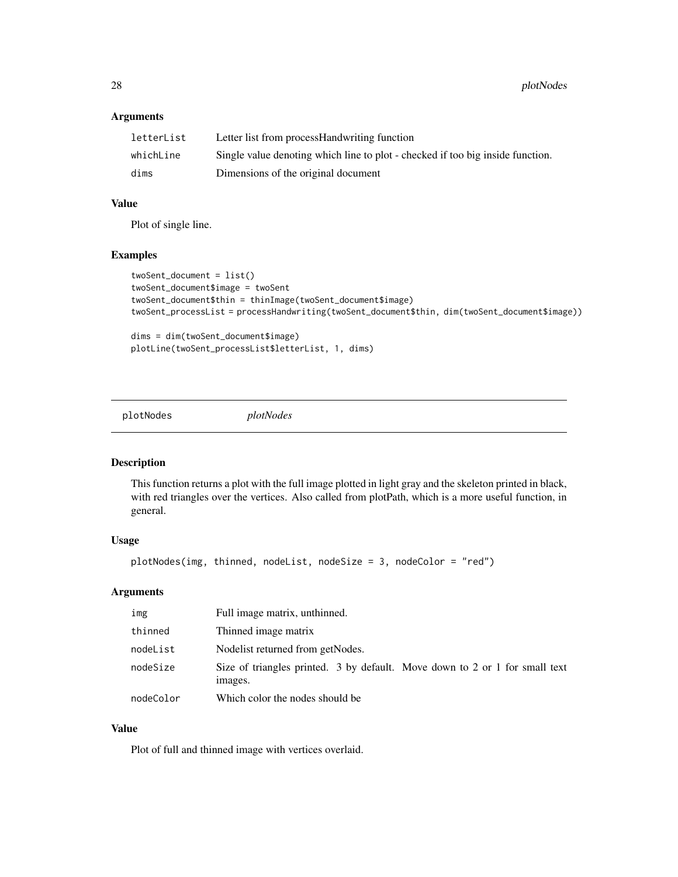### Arguments

| | |
|---|---|
| letterList | Letter list from processHandwriting function |
| whichLine | Single value denoting which line to plot - checked if too big inside function. |
| dims | Dimensions of the original document |

### Value

Plot of single line.

### Examples

```
twoSent_document = list()
twoSent_document$image = twoSent
twoSent_document$thin = thinImage(twoSent_document$image)
twoSent_processList = processHandwriting(twoSent_document$thin, dim(twoSent_document$image))

dims = dim(twoSent_document$image)
plotLine(twoSent_processList$letterList, 1, dims)
```

---

## plotNodes *plotNodes*

### Description

This function returns a plot with the full image plotted in light gray and the skeleton printed in black, with red triangles over the vertices. Also called from plotPath, which is a more useful function, in general.

### Usage

```
plotNodes(img, thinned, nodeList, nodeSize = 3, nodeColor = "red")
```

### Arguments

| | |
|---|---|
| img | Full image matrix, unthinned. |
| thinned | Thinned image matrix |
| nodeList | Nodelist returned from getNodes. |
| nodeSize | Size of triangles printed. 3 by default. Move down to 2 or 1 for small text images. |
| nodeColor | Which color the nodes should be |

### Value

Plot of full and thinned image with vertices overlaid.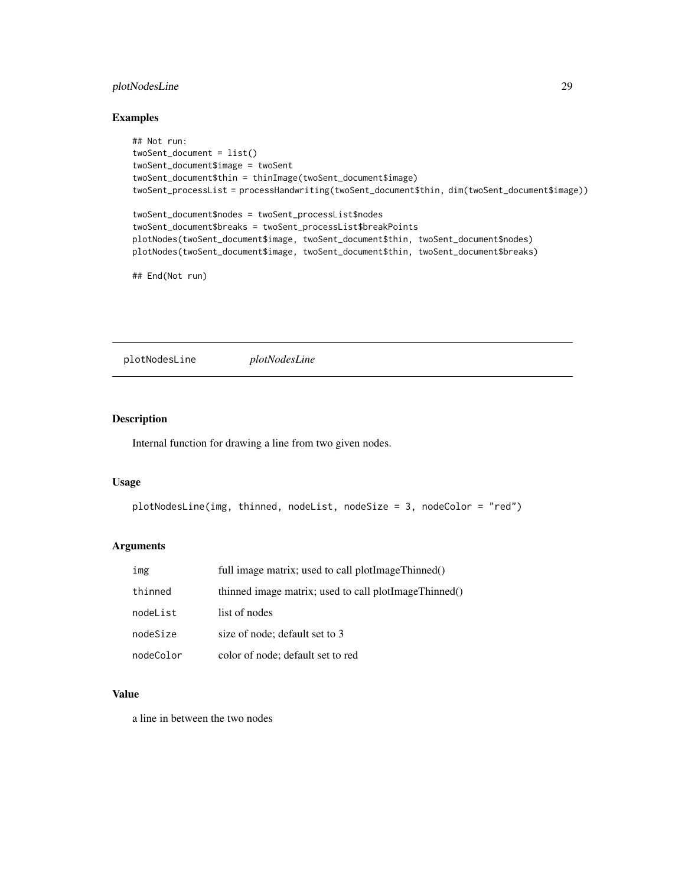## Examples

```
## Not run:
twoSent_document = list()
twoSent_document$image = twoSent
twoSent_document$thin = thinImage(twoSent_document$image)
twoSent_processList = processHandwriting(twoSent_document$thin, dim(twoSent_document$image))

twoSent_document$nodes = twoSent_processList$nodes
twoSent_document$breaks = twoSent_processList$breakPoints
plotNodes(twoSent_document$image, twoSent_document$thin, twoSent_document$nodes)
plotNodes(twoSent_document$image, twoSent_document$thin, twoSent_document$breaks)

## End(Not run)
```

---

# plotNodesLine *plotNodesLine*

---

## Description

Internal function for drawing a line from two given nodes.

## Usage

```
plotNodesLine(img, thinned, nodeList, nodeSize = 3, nodeColor = "red")
```

## Arguments

| | |
|---|---|
| img | full image matrix; used to call plotImageThinned() |
| thinned | thinned image matrix; used to call plotImageThinned() |
| nodeList | list of nodes |
| nodeSize | size of node; default set to 3 |
| nodeColor | color of node; default set to red |

## Value

a line in between the two nodes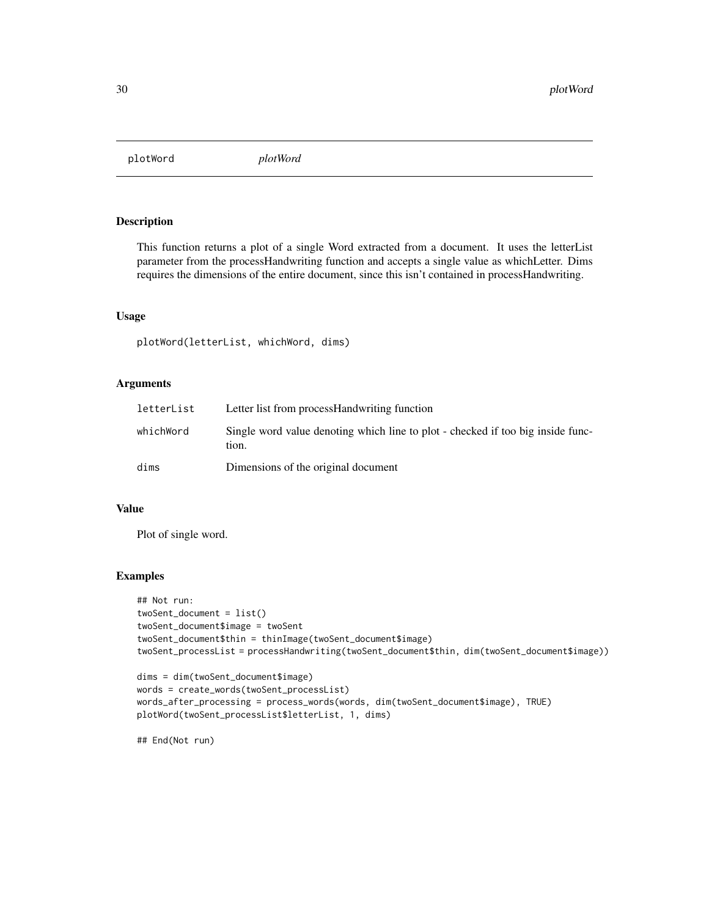## plotWord *plotWord*

### Description

This function returns a plot of a single Word extracted from a document. It uses the letterList parameter from the processHandwriting function and accepts a single value as whichLetter. Dims requires the dimensions of the entire document, since this isn't contained in processHandwriting.

### Usage

```
plotWord(letterList, whichWord, dims)
```

### Arguments

| | |
|---|---|
| letterList | Letter list from processHandwriting function |
| whichWord | Single word value denoting which line to plot - checked if too big inside function. |
| dims | Dimensions of the original document |

### Value

Plot of single word.

### Examples

```
## Not run:
twoSent_document = list()
twoSent_document$image = twoSent
twoSent_document$thin = thinImage(twoSent_document$image)
twoSent_processList = processHandwriting(twoSent_document$thin, dim(twoSent_document$image))

dims = dim(twoSent_document$image)
words = create_words(twoSent_processList)
words_after_processing = process_words(words, dim(twoSent_document$image), TRUE)
plotWord(twoSent_processList$letterList, 1, dims)

## End(Not run)
```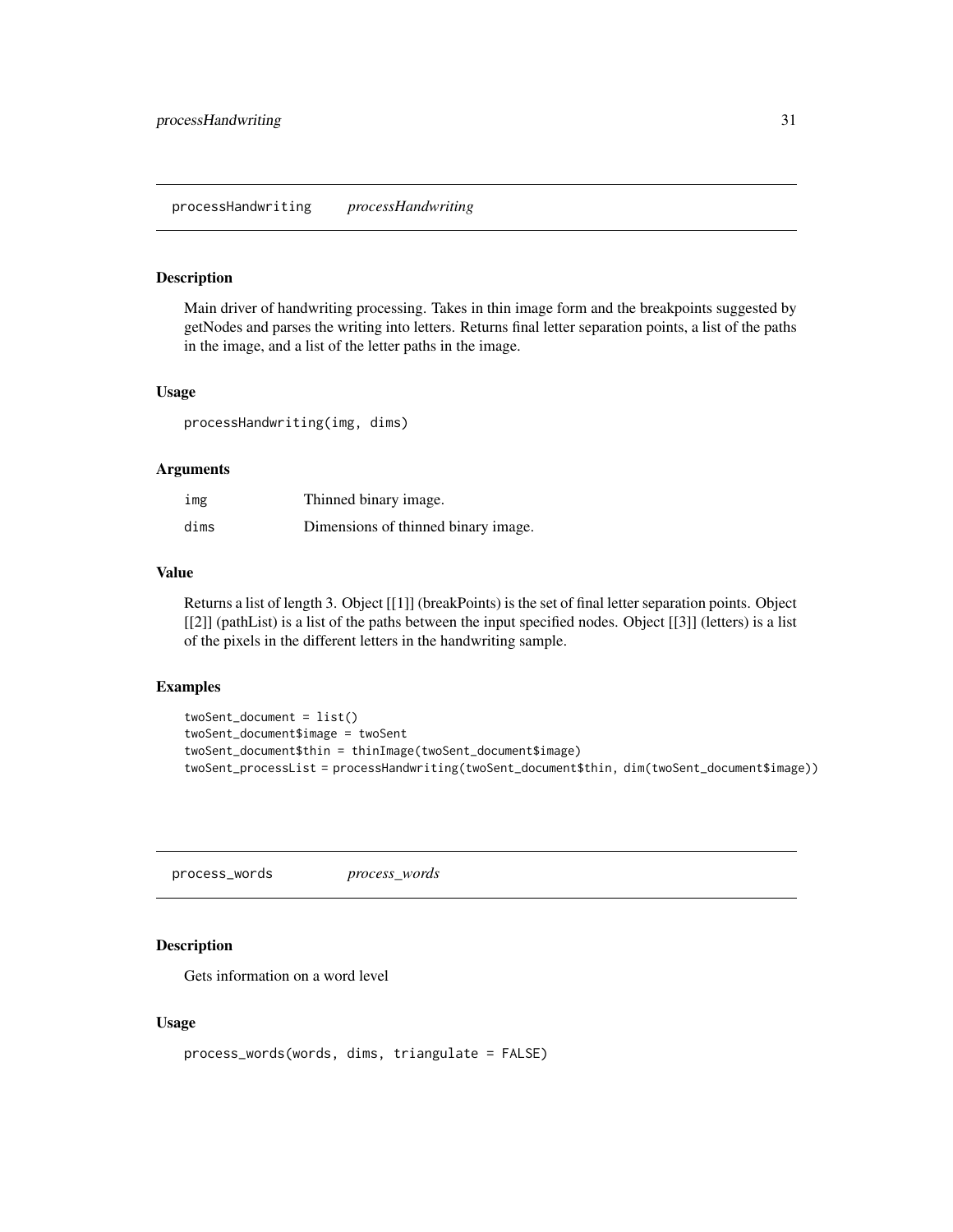## processHandwriting *processHandwriting*

### Description

Main driver of handwriting processing. Takes in thin image form and the breakpoints suggested by getNodes and parses the writing into letters. Returns final letter separation points, a list of the paths in the image, and a list of the letter paths in the image.

### Usage

```
processHandwriting(img, dims)
```

### Arguments

| | |
|---|---|
| img | Thinned binary image. |
| dims | Dimensions of thinned binary image. |

### Value

Returns a list of length 3. Object [[1]] (breakPoints) is the set of final letter separation points. Object [[2]] (pathList) is a list of the paths between the input specified nodes. Object [[3]] (letters) is a list of the pixels in the different letters in the handwriting sample.

### Examples

```
twoSent_document = list()
twoSent_document$image = twoSent
twoSent_document$thin = thinImage(twoSent_document$image)
twoSent_processList = processHandwriting(twoSent_document$thin, dim(twoSent_document$image))
```

## process_words *process_words*

### Description

Gets information on a word level

### Usage

```
process_words(words, dims, triangulate = FALSE)
```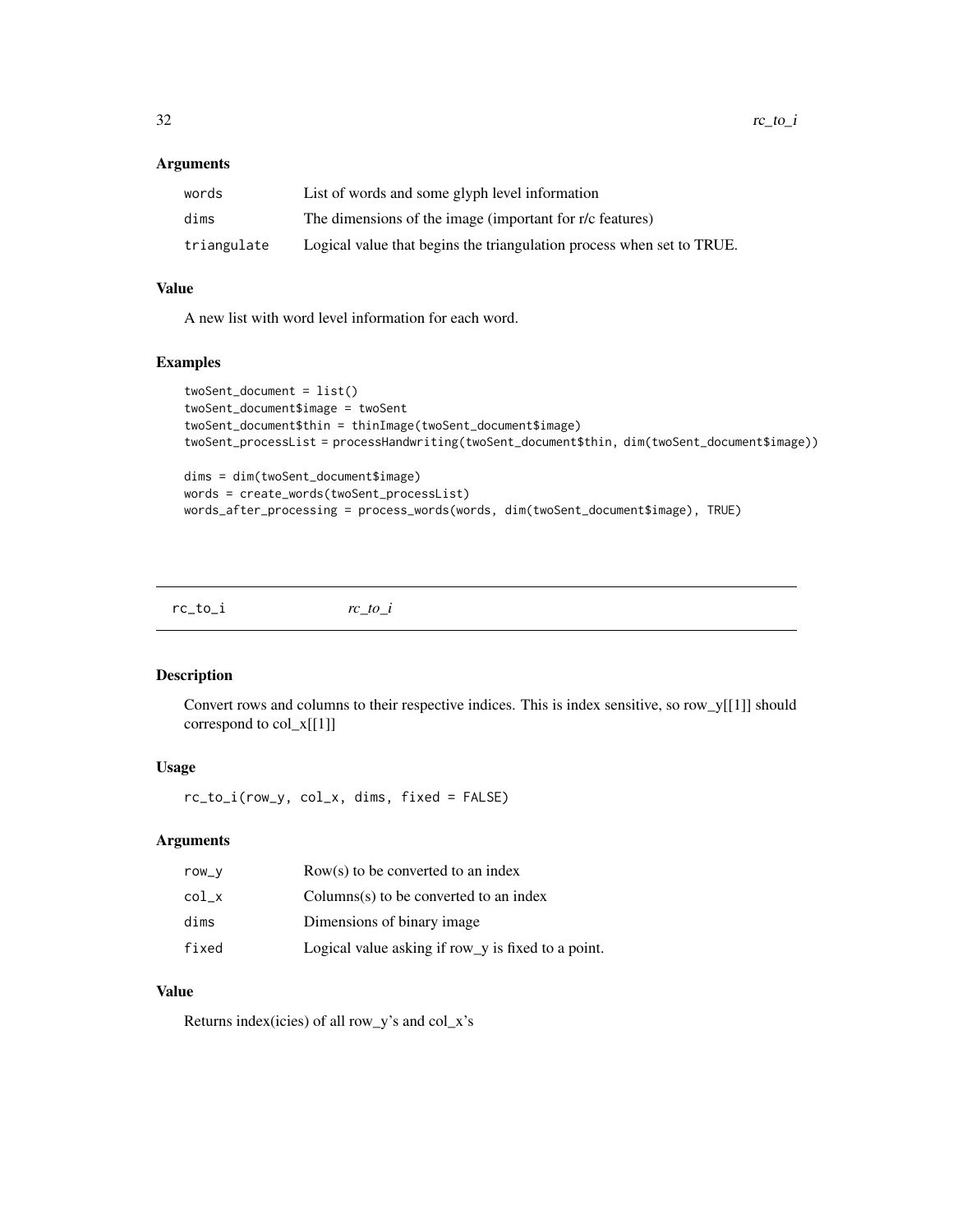### Arguments

| | |
|---|---|
| words | List of words and some glyph level information |
| dims | The dimensions of the image (important for r/c features) |
| triangulate | Logical value that begins the triangulation process when set to TRUE. |

### Value

A new list with word level information for each word.

### Examples

```
twoSent_document = list()
twoSent_document$image = twoSent
twoSent_document$thin = thinImage(twoSent_document$image)
twoSent_processList = processHandwriting(twoSent_document$thin, dim(twoSent_document$image))

dims = dim(twoSent_document$image)
words = create_words(twoSent_processList)
words_after_processing = process_words(words, dim(twoSent_document$image), TRUE)
```

---

## rc_to_i *rc_to_i*

---

### Description

Convert rows and columns to their respective indices. This is index sensitive, so row_y[[1]] should correspond to col_x[[1]]

### Usage

```
rc_to_i(row_y, col_x, dims, fixed = FALSE)
```

### Arguments

| | |
|---|---|
| row_y | Row(s) to be converted to an index |
| col_x | Columns(s) to be converted to an index |
| dims | Dimensions of binary image |
| fixed | Logical value asking if row_y is fixed to a point. |

### Value

Returns index(icies) of all row_y's and col_x's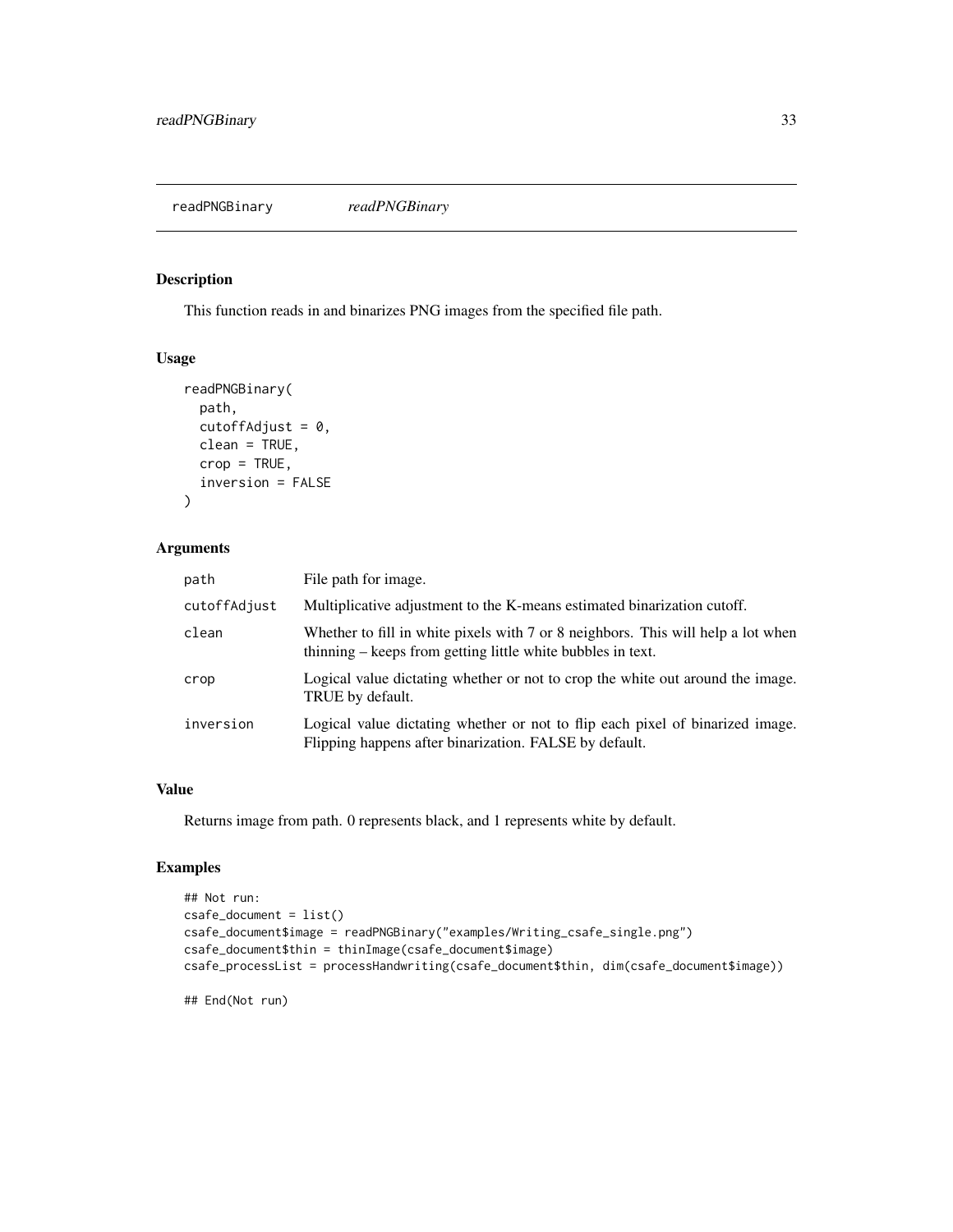# readPNGBinary *readPNGBinary*

## Description

This function reads in and binarizes PNG images from the specified file path.

## Usage

```
readPNGBinary(
  path,
  cutoffAdjust = 0,
  clean = TRUE,
  crop = TRUE,
  inversion = FALSE
)
```

## Arguments

| | |
|---|---|
| path | File path for image. |
| cutoffAdjust | Multiplicative adjustment to the K-means estimated binarization cutoff. |
| clean | Whether to fill in white pixels with 7 or 8 neighbors. This will help a lot when thinning – keeps from getting little white bubbles in text. |
| crop | Logical value dictating whether or not to crop the white out around the image. TRUE by default. |
| inversion | Logical value dictating whether or not to flip each pixel of binarized image. Flipping happens after binarization. FALSE by default. |

## Value

Returns image from path. 0 represents black, and 1 represents white by default.

## Examples

```
## Not run:
csafe_document = list()
csafe_document$image = readPNGBinary("examples/Writing_csafe_single.png")
csafe_document$thin = thinImage(csafe_document$image)
csafe_processList = processHandwriting(csafe_document$thin, dim(csafe_document$image))

## End(Not run)
```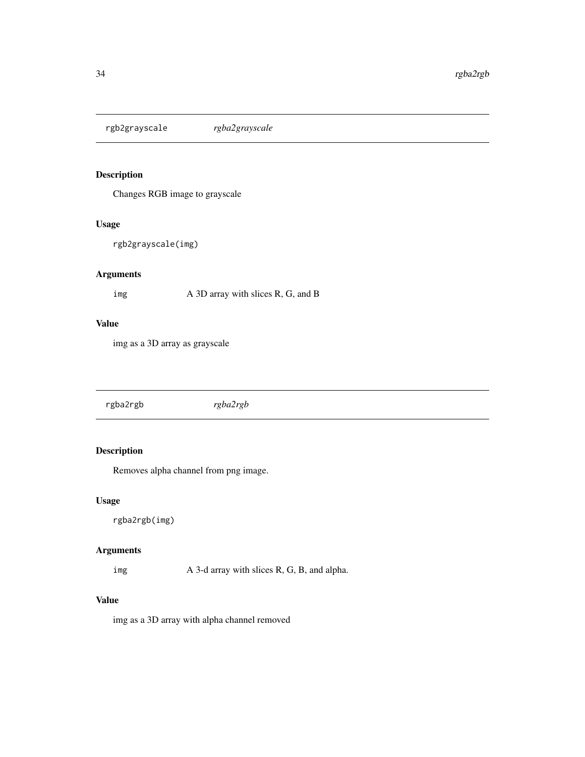## rgb2grayscale *rgba2grayscale*

### Description

Changes RGB image to grayscale

### Usage

```
rgb2grayscale(img)
```

### Arguments

| | |
|---|---|
| img | A 3D array with slices R, G, and B |

### Value

img as a 3D array as grayscale

## rgba2rgb *rgba2rgb*

### Description

Removes alpha channel from png image.

### Usage

```
rgba2rgb(img)
```

### Arguments

| | |
|---|---|
| img | A 3-d array with slices R, G, B, and alpha. |

### Value

img as a 3D array with alpha channel removed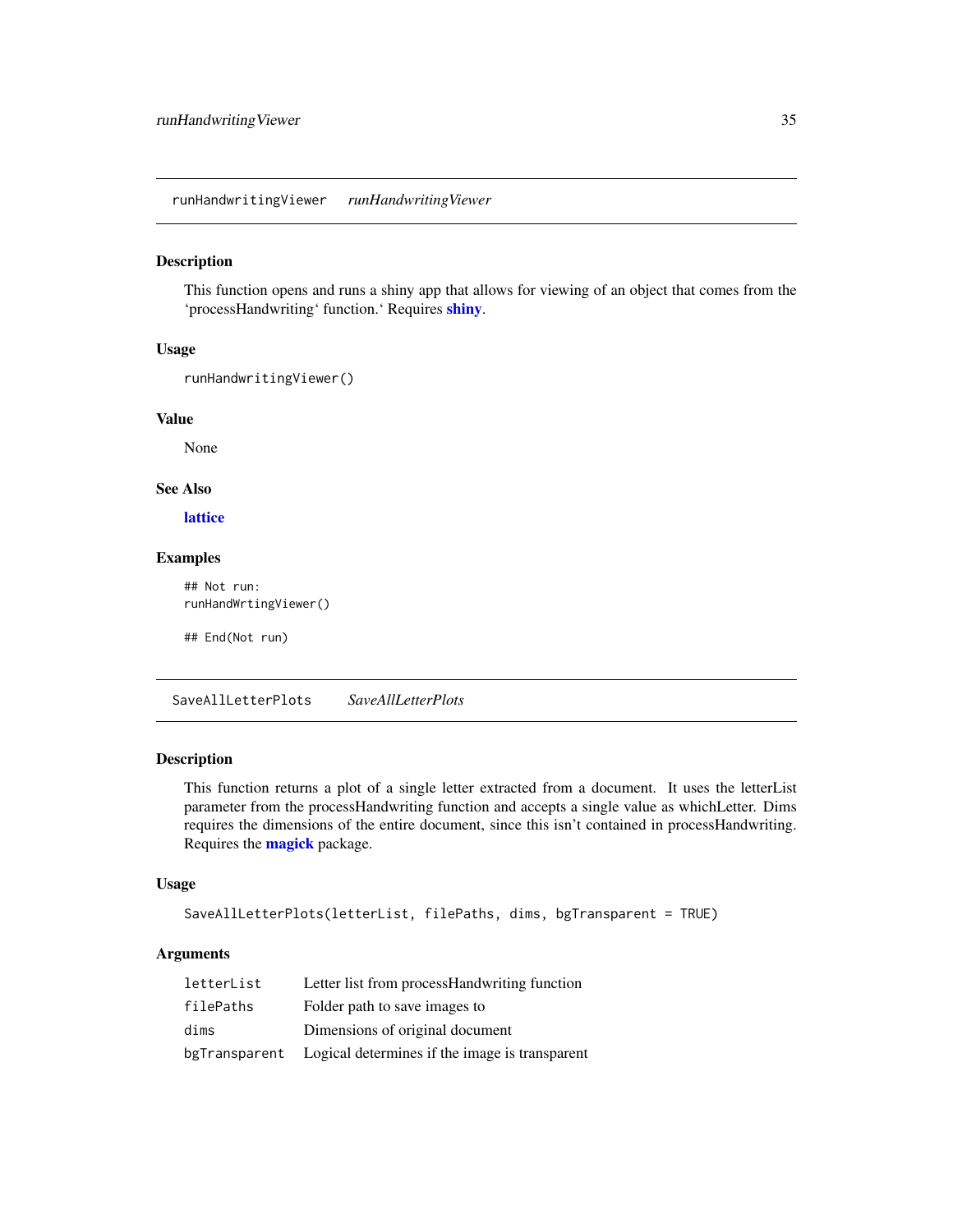## runHandwritingViewer    *runHandwritingViewer*

### Description

This function opens and runs a shiny app that allows for viewing of an object that comes from the 'processHandwriting' function.' Requires **shiny**.

### Usage

```
runHandwritingViewer()
```

### Value

None

### See Also

**lattice**

### Examples

```
## Not run:
runHandWrtingViewer()

## End(Not run)
```

## SaveAllLetterPlots    *SaveAllLetterPlots*

### Description

This function returns a plot of a single letter extracted from a document. It uses the letterList parameter from the processHandwriting function and accepts a single value as whichLetter. Dims requires the dimensions of the entire document, since this isn't contained in processHandwriting. Requires the **magick** package.

### Usage

```
SaveAllLetterPlots(letterList, filePaths, dims, bgTransparent = TRUE)
```

### Arguments

| | |
|---|---|
| `letterList` | Letter list from processHandwriting function |
| `filePaths` | Folder path to save images to |
| `dims` | Dimensions of original document |
| `bgTransparent` | Logical determines if the image is transparent |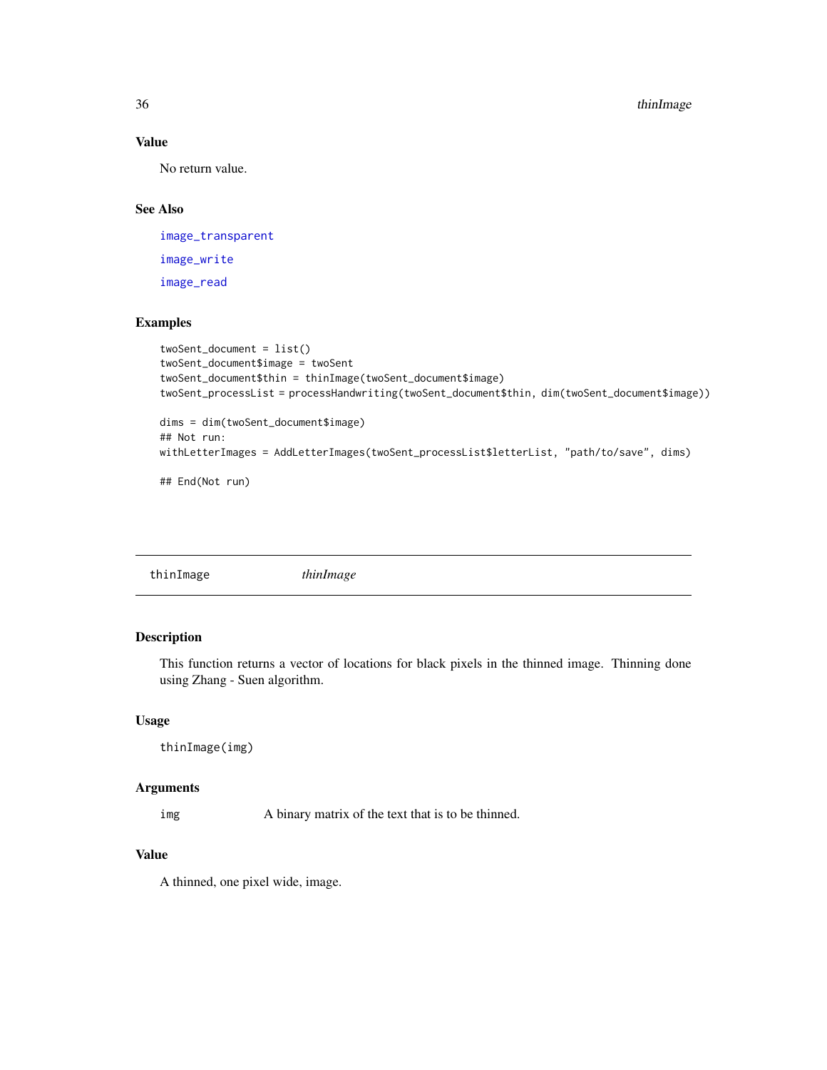### Value

No return value.

### See Also

image_transparent

image_write

image_read

### Examples

```
twoSent_document = list()
twoSent_document$image = twoSent
twoSent_document$thin = thinImage(twoSent_document$image)
twoSent_processList = processHandwriting(twoSent_document$thin, dim(twoSent_document$image))

dims = dim(twoSent_document$image)
## Not run:
withLetterImages = AddLetterImages(twoSent_processList$letterList, "path/to/save", dims)

## End(Not run)
```

---

## thinImage *thinImage*

---

### Description

This function returns a vector of locations for black pixels in the thinned image. Thinning done using Zhang - Suen algorithm.

### Usage

```
thinImage(img)
```

### Arguments

| | |
|---|---|
| img | A binary matrix of the text that is to be thinned. |

### Value

A thinned, one pixel wide, image.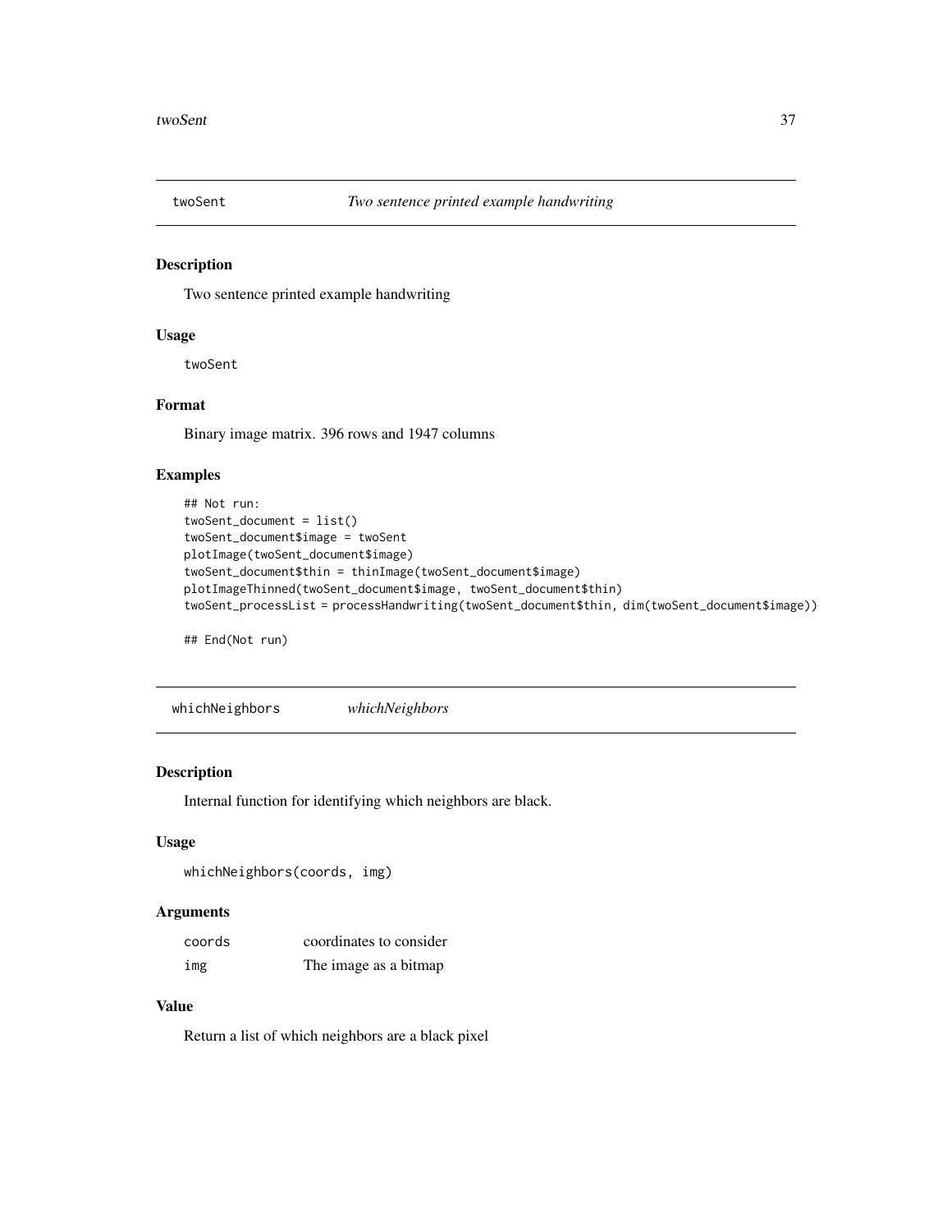## twoSent — *Two sentence printed example handwriting*

### Description

Two sentence printed example handwriting

### Usage

```
twoSent
```

### Format

Binary image matrix. 396 rows and 1947 columns

### Examples

```
## Not run:
twoSent_document = list()
twoSent_document$image = twoSent
plotImage(twoSent_document$image)
twoSent_document$thin = thinImage(twoSent_document$image)
plotImageThinned(twoSent_document$image, twoSent_document$thin)
twoSent_processList = processHandwriting(twoSent_document$thin, dim(twoSent_document$image))

## End(Not run)
```

## whichNeighbors — *whichNeighbors*

### Description

Internal function for identifying which neighbors are black.

### Usage

```
whichNeighbors(coords, img)
```

### Arguments

| | |
|---|---|
| coords | coordinates to consider |
| img | The image as a bitmap |

### Value

Return a list of which neighbors are a black pixel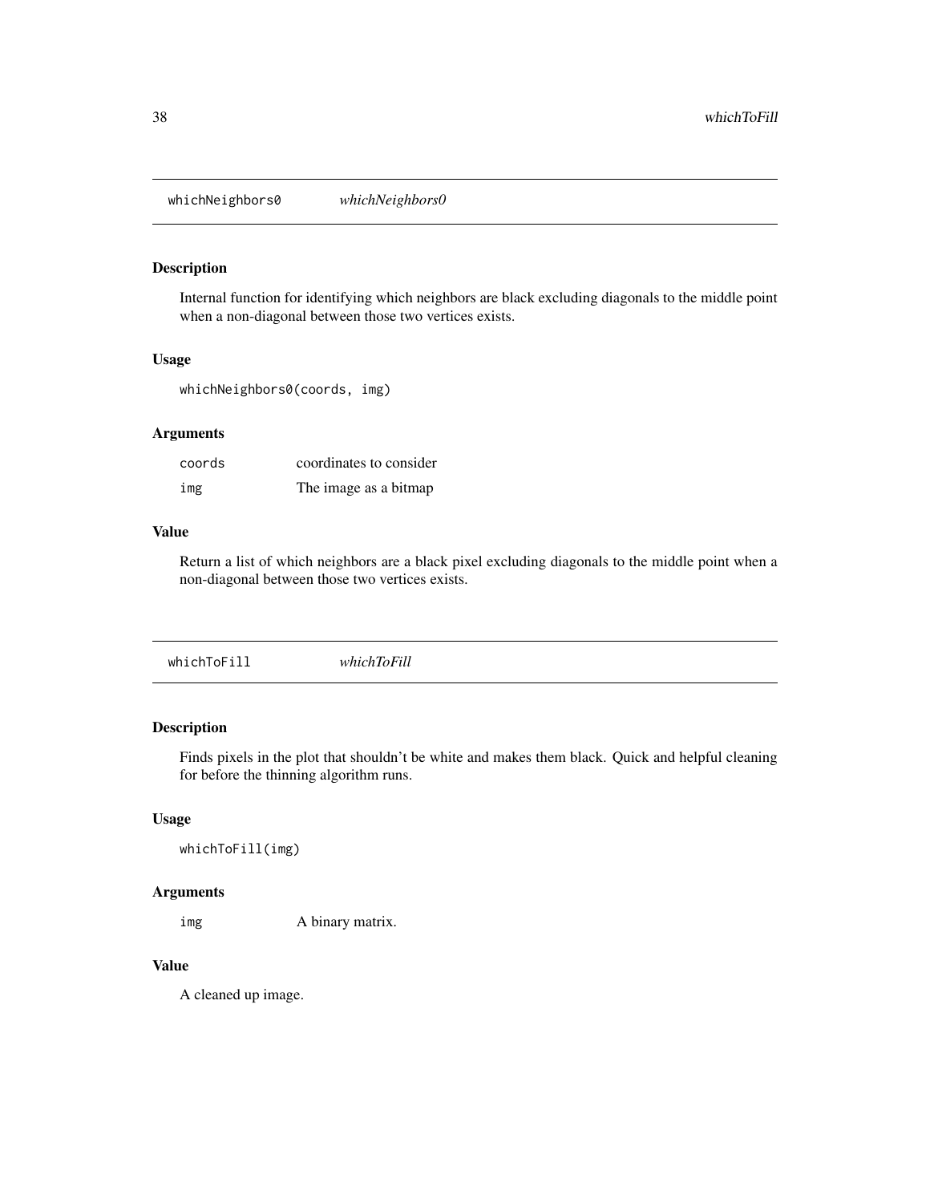## whichNeighbors0 &nbsp;&nbsp;&nbsp; *whichNeighbors0*

### Description

Internal function for identifying which neighbors are black excluding diagonals to the middle point when a non-diagonal between those two vertices exists.

### Usage

```
whichNeighbors0(coords, img)
```

### Arguments

| | |
|---|---|
| `coords` | coordinates to consider |
| `img` | The image as a bitmap |

### Value

Return a list of which neighbors are a black pixel excluding diagonals to the middle point when a non-diagonal between those two vertices exists.

## whichToFill &nbsp;&nbsp;&nbsp; *whichToFill*

### Description

Finds pixels in the plot that shouldn't be white and makes them black. Quick and helpful cleaning for before the thinning algorithm runs.

### Usage

```
whichToFill(img)
```

### Arguments

| | |
|---|---|
| `img` | A binary matrix. |

### Value

A cleaned up image.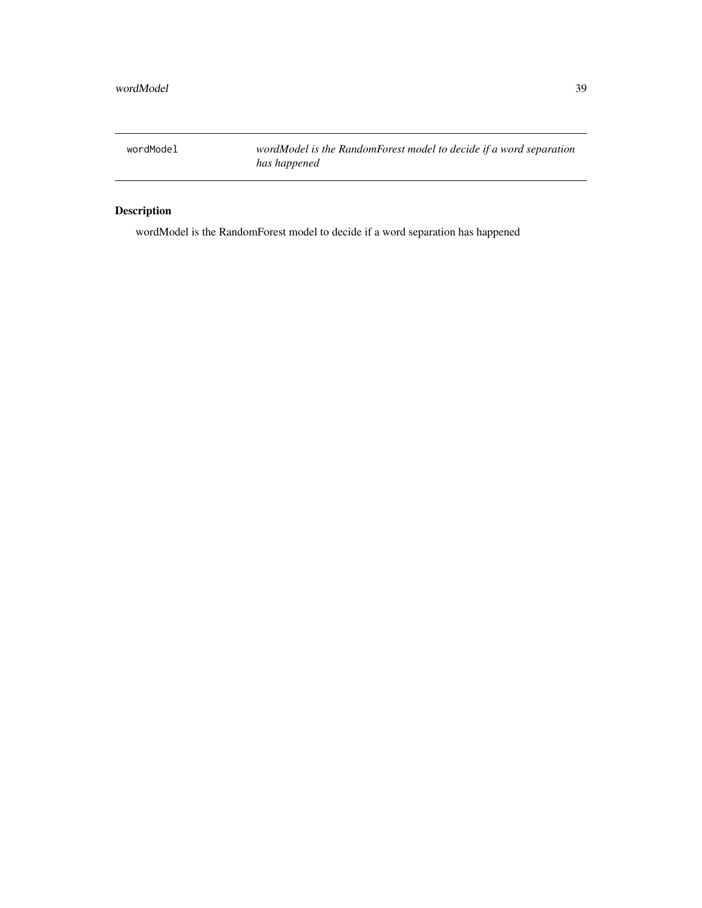`wordModel` *wordModel is the RandomForest model to decide if a word separation has happened*

## Description

wordModel is the RandomForest model to decide if a word separation has happened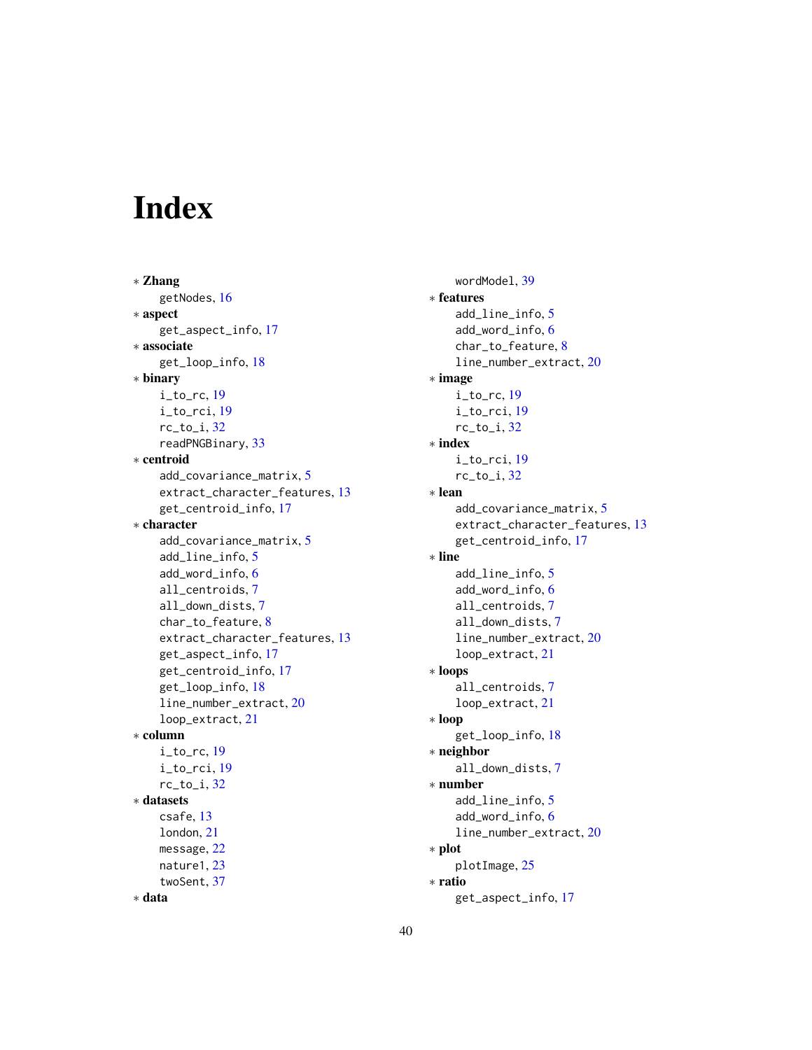# Index

∗ **Zhang**
    getNodes, 16
∗ **aspect**
    get_aspect_info, 17
∗ **associate**
    get_loop_info, 18
∗ **binary**
    i_to_rc, 19
    i_to_rci, 19
    rc_to_i, 32
    readPNGBinary, 33
∗ **centroid**
    add_covariance_matrix, 5
    extract_character_features, 13
    get_centroid_info, 17
∗ **character**
    add_covariance_matrix, 5
    add_line_info, 5
    add_word_info, 6
    all_centroids, 7
    all_down_dists, 7
    char_to_feature, 8
    extract_character_features, 13
    get_aspect_info, 17
    get_centroid_info, 17
    get_loop_info, 18
    line_number_extract, 20
    loop_extract, 21
∗ **column**
    i_to_rc, 19
    i_to_rci, 19
    rc_to_i, 32
∗ **datasets**
    csafe, 13
    london, 21
    message, 22
    nature1, 23
    twoSent, 37
∗ **data**
    wordModel, 39
∗ **features**
    add_line_info, 5
    add_word_info, 6
    char_to_feature, 8
    line_number_extract, 20
∗ **image**
    i_to_rc, 19
    i_to_rci, 19
    rc_to_i, 32
∗ **index**
    i_to_rci, 19
    rc_to_i, 32
∗ **lean**
    add_covariance_matrix, 5
    extract_character_features, 13
    get_centroid_info, 17
∗ **line**
    add_line_info, 5
    add_word_info, 6
    all_centroids, 7
    all_down_dists, 7
    line_number_extract, 20
    loop_extract, 21
∗ **loops**
    all_centroids, 7
    loop_extract, 21
∗ **loop**
    get_loop_info, 18
∗ **neighbor**
    all_down_dists, 7
∗ **number**
    add_line_info, 5
    add_word_info, 6
    line_number_extract, 20
∗ **plot**
    plotImage, 25
∗ **ratio**
    get_aspect_info, 17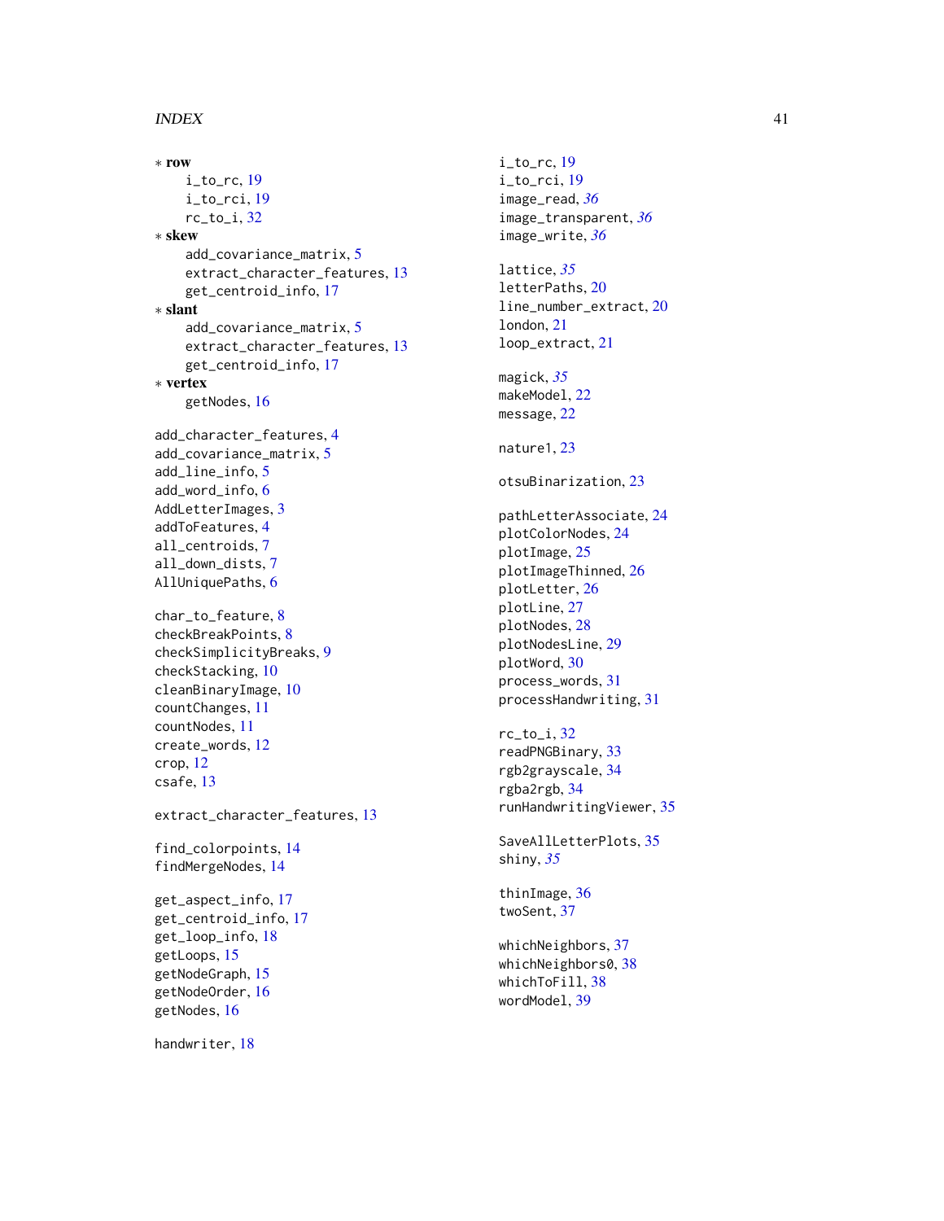∗ **row**

- i_to_rc, 19
- i_to_rci, 19
- rc_to_i, 32

∗ **skew**

- add_covariance_matrix, 5
- extract_character_features, 13
- get_centroid_info, 17

∗ **slant**

- add_covariance_matrix, 5
- extract_character_features, 13
- get_centroid_info, 17

∗ **vertex**

- getNodes, 16

add_character_features, 4
add_covariance_matrix, 5
add_line_info, 5
add_word_info, 6
AddLetterImages, 3
addToFeatures, 4
all_centroids, 7
all_down_dists, 7
AllUniquePaths, 6

char_to_feature, 8
checkBreakPoints, 8
checkSimplicityBreaks, 9
checkStacking, 10
cleanBinaryImage, 10
countChanges, 11
countNodes, 11
create_words, 12
crop, 12
csafe, 13

extract_character_features, 13

find_colorpoints, 14
findMergeNodes, 14

get_aspect_info, 17
get_centroid_info, 17
get_loop_info, 18
getLoops, 15
getNodeGraph, 15
getNodeOrder, 16
getNodes, 16

handwriter, 18

i_to_rc, 19
i_to_rci, 19
image_read, *36*
image_transparent, *36*
image_write, *36*

lattice, *35*
letterPaths, 20
line_number_extract, 20
london, 21
loop_extract, 21

magick, *35*
makeModel, 22
message, 22

nature1, 23

otsuBinarization, 23

pathLetterAssociate, 24
plotColorNodes, 24
plotImage, 25
plotImageThinned, 26
plotLetter, 26
plotLine, 27
plotNodes, 28
plotNodesLine, 29
plotWord, 30
process_words, 31
processHandwriting, 31

rc_to_i, 32
readPNGBinary, 33
rgb2grayscale, 34
rgba2rgb, 34
runHandwritingViewer, 35

SaveAllLetterPlots, 35
shiny, *35*

thinImage, 36
twoSent, 37

whichNeighbors, 37
whichNeighbors0, 38
whichToFill, 38
wordModel, 39